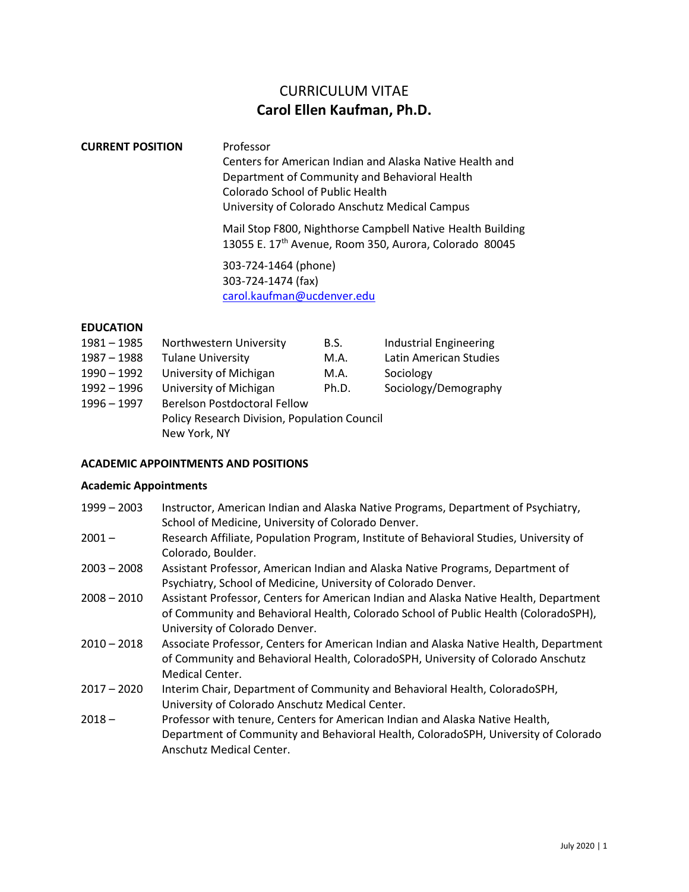# CURRICULUM VITAE
# Carol Ellen Kaufman, Ph.D.

**CURRENT POSITION**

Professor
Centers for American Indian and Alaska Native Health and
Department of Community and Behavioral Health
Colorado School of Public Health
University of Colorado Anschutz Medical Campus

Mail Stop F800, Nighthorse Campbell Native Health Building
13055 E. 17th Avenue, Room 350, Aurora, Colorado 80045

303-724-1464 (phone)
303-724-1474 (fax)
carol.kaufman@ucdenver.edu

**EDUCATION**

| | | | |
|---|---|---|---|
| 1981 – 1985 | Northwestern University | B.S. | Industrial Engineering |
| 1987 – 1988 | Tulane University | M.A. | Latin American Studies |
| 1990 – 1992 | University of Michigan | M.A. | Sociology |
| 1992 – 1996 | University of Michigan | Ph.D. | Sociology/Demography |
| 1996 – 1997 | Berelson Postdoctoral Fellow<br>Policy Research Division, Population Council<br>New York, NY | | |

**ACADEMIC APPOINTMENTS AND POSITIONS**

**Academic Appointments**

1999 – 2003 Instructor, American Indian and Alaska Native Programs, Department of Psychiatry, School of Medicine, University of Colorado Denver.

2001 – Research Affiliate, Population Program, Institute of Behavioral Studies, University of Colorado, Boulder.

2003 – 2008 Assistant Professor, American Indian and Alaska Native Programs, Department of Psychiatry, School of Medicine, University of Colorado Denver.

2008 – 2010 Assistant Professor, Centers for American Indian and Alaska Native Health, Department of Community and Behavioral Health, Colorado School of Public Health (ColoradoSPH), University of Colorado Denver.

2010 – 2018 Associate Professor, Centers for American Indian and Alaska Native Health, Department of Community and Behavioral Health, ColoradoSPH, University of Colorado Anschutz Medical Center.

2017 – 2020 Interim Chair, Department of Community and Behavioral Health, ColoradoSPH, University of Colorado Anschutz Medical Center.

2018 – Professor with tenure, Centers for American Indian and Alaska Native Health, Department of Community and Behavioral Health, ColoradoSPH, University of Colorado Anschutz Medical Center.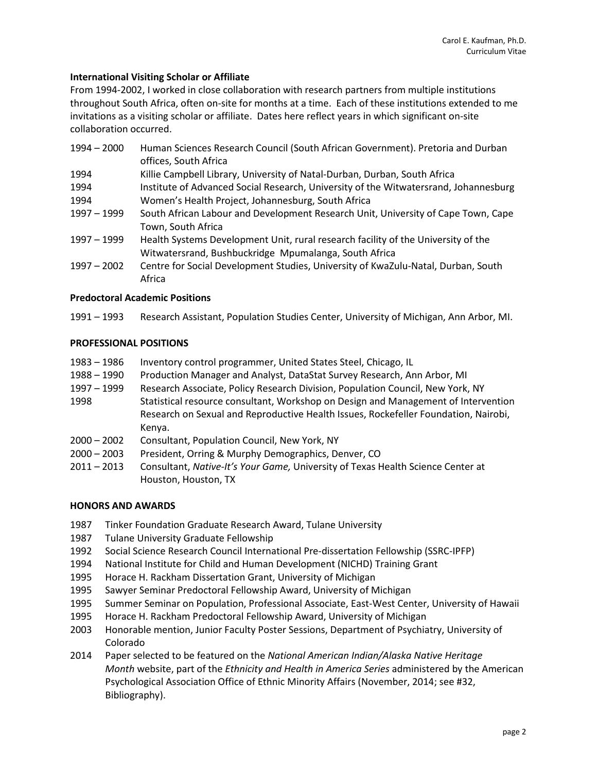**International Visiting Scholar or Affiliate**

From 1994-2002, I worked in close collaboration with research partners from multiple institutions throughout South Africa, often on-site for months at a time. Each of these institutions extended to me invitations as a visiting scholar or affiliate. Dates here reflect years in which significant on-site collaboration occurred.

| | |
|---|---|
| 1994 – 2000 | Human Sciences Research Council (South African Government). Pretoria and Durban offices, South Africa |
| 1994 | Killie Campbell Library, University of Natal-Durban, Durban, South Africa |
| 1994 | Institute of Advanced Social Research, University of the Witwatersrand, Johannesburg |
| 1994 | Women's Health Project, Johannesburg, South Africa |
| 1997 – 1999 | South African Labour and Development Research Unit, University of Cape Town, Cape Town, South Africa |
| 1997 – 1999 | Health Systems Development Unit, rural research facility of the University of the Witwatersrand, Bushbuckridge Mpumalanga, South Africa |
| 1997 – 2002 | Centre for Social Development Studies, University of KwaZulu-Natal, Durban, South Africa |

**Predoctoral Academic Positions**

| | |
|---|---|
| 1991 – 1993 | Research Assistant, Population Studies Center, University of Michigan, Ann Arbor, MI. |

**PROFESSIONAL POSITIONS**

| | |
|---|---|
| 1983 – 1986 | Inventory control programmer, United States Steel, Chicago, IL |
| 1988 – 1990 | Production Manager and Analyst, DataStat Survey Research, Ann Arbor, MI |
| 1997 – 1999 | Research Associate, Policy Research Division, Population Council, New York, NY |
| 1998 | Statistical resource consultant, Workshop on Design and Management of Intervention Research on Sexual and Reproductive Health Issues, Rockefeller Foundation, Nairobi, Kenya. |
| 2000 – 2002 | Consultant, Population Council, New York, NY |
| 2000 – 2003 | President, Orring & Murphy Demographics, Denver, CO |
| 2011 – 2013 | Consultant, *Native-It's Your Game,* University of Texas Health Science Center at Houston, Houston, TX |

**HONORS AND AWARDS**

| | |
|---|---|
| 1987 | Tinker Foundation Graduate Research Award, Tulane University |
| 1987 | Tulane University Graduate Fellowship |
| 1992 | Social Science Research Council International Pre-dissertation Fellowship (SSRC-IPFP) |
| 1994 | National Institute for Child and Human Development (NICHD) Training Grant |
| 1995 | Horace H. Rackham Dissertation Grant, University of Michigan |
| 1995 | Sawyer Seminar Predoctoral Fellowship Award, University of Michigan |
| 1995 | Summer Seminar on Population, Professional Associate, East-West Center, University of Hawaii |
| 1995 | Horace H. Rackham Predoctoral Fellowship Award, University of Michigan |
| 2003 | Honorable mention, Junior Faculty Poster Sessions, Department of Psychiatry, University of Colorado |
| 2014 | Paper selected to be featured on the *National American Indian/Alaska Native Heritage Month* website, part of the *Ethnicity and Health in America Series* administered by the American Psychological Association Office of Ethnic Minority Affairs (November, 2014; see #32, Bibliography). |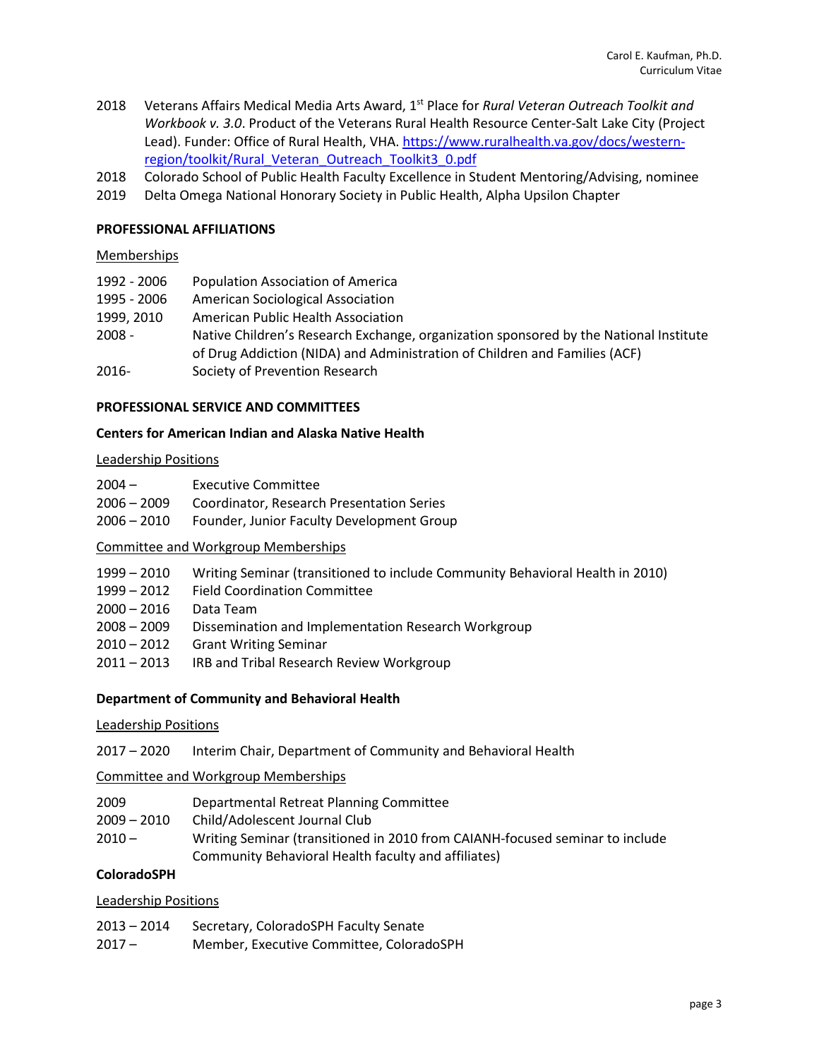2018 Veterans Affairs Medical Media Arts Award, 1st Place for *Rural Veteran Outreach Toolkit and Workbook v. 3.0*. Product of the Veterans Rural Health Resource Center-Salt Lake City (Project Lead). Funder: Office of Rural Health, VHA. https://www.ruralhealth.va.gov/docs/western-region/toolkit/Rural_Veteran_Outreach_Toolkit3_0.pdf

2018 Colorado School of Public Health Faculty Excellence in Student Mentoring/Advising, nominee

2019 Delta Omega National Honorary Society in Public Health, Alpha Upsilon Chapter

**PROFESSIONAL AFFILIATIONS**

Memberships

1992 - 2006 Population Association of America

1995 - 2006 American Sociological Association

1999, 2010 American Public Health Association

2008 - Native Children's Research Exchange, organization sponsored by the National Institute of Drug Addiction (NIDA) and Administration of Children and Families (ACF)

2016- Society of Prevention Research

**PROFESSIONAL SERVICE AND COMMITTEES**

**Centers for American Indian and Alaska Native Health**

Leadership Positions

2004 – Executive Committee

2006 – 2009 Coordinator, Research Presentation Series

2006 – 2010 Founder, Junior Faculty Development Group

Committee and Workgroup Memberships

1999 – 2010 Writing Seminar (transitioned to include Community Behavioral Health in 2010)

1999 – 2012 Field Coordination Committee

2000 – 2016 Data Team

2008 – 2009 Dissemination and Implementation Research Workgroup

2010 – 2012 Grant Writing Seminar

2011 – 2013 IRB and Tribal Research Review Workgroup

**Department of Community and Behavioral Health**

Leadership Positions

2017 – 2020 Interim Chair, Department of Community and Behavioral Health

Committee and Workgroup Memberships

2009 Departmental Retreat Planning Committee

2009 – 2010 Child/Adolescent Journal Club

2010 – Writing Seminar (transitioned in 2010 from CAIANH-focused seminar to include Community Behavioral Health faculty and affiliates)

**ColoradoSPH**

Leadership Positions

2013 – 2014 Secretary, ColoradoSPH Faculty Senate

2017 – Member, Executive Committee, ColoradoSPH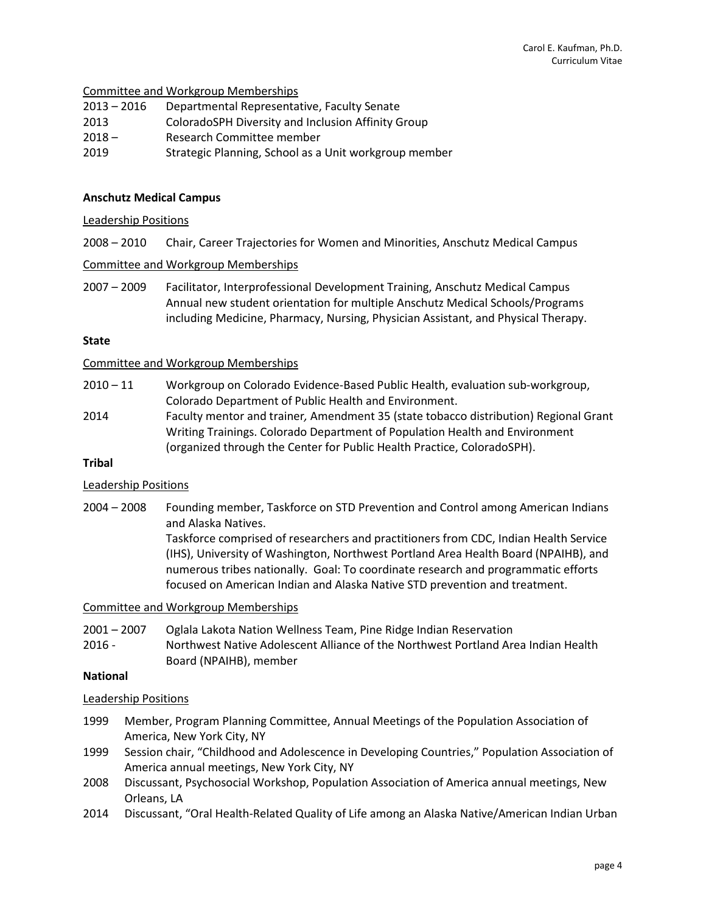Committee and Workgroup Memberships

2013 – 2016 Departmental Representative, Faculty Senate
2013 ColoradoSPH Diversity and Inclusion Affinity Group
2018 – Research Committee member
2019 Strategic Planning, School as a Unit workgroup member

**Anschutz Medical Campus**

Leadership Positions

2008 – 2010 Chair, Career Trajectories for Women and Minorities, Anschutz Medical Campus

Committee and Workgroup Memberships

2007 – 2009 Facilitator, Interprofessional Development Training, Anschutz Medical Campus
Annual new student orientation for multiple Anschutz Medical Schools/Programs including Medicine, Pharmacy, Nursing, Physician Assistant, and Physical Therapy.

**State**

Committee and Workgroup Memberships

2010 – 11 Workgroup on Colorado Evidence-Based Public Health, evaluation sub-workgroup, Colorado Department of Public Health and Environment.
2014 Faculty mentor and trainer*,* Amendment 35 (state tobacco distribution) Regional Grant Writing Trainings. Colorado Department of Population Health and Environment (organized through the Center for Public Health Practice, ColoradoSPH).

**Tribal**

Leadership Positions

2004 – 2008 Founding member, Taskforce on STD Prevention and Control among American Indians and Alaska Natives.
Taskforce comprised of researchers and practitioners from CDC, Indian Health Service (IHS), University of Washington, Northwest Portland Area Health Board (NPAIHB), and numerous tribes nationally. Goal: To coordinate research and programmatic efforts focused on American Indian and Alaska Native STD prevention and treatment.

Committee and Workgroup Memberships

2001 – 2007 Oglala Lakota Nation Wellness Team, Pine Ridge Indian Reservation
2016 - Northwest Native Adolescent Alliance of the Northwest Portland Area Indian Health Board (NPAIHB), member

**National**

Leadership Positions

1999 Member, Program Planning Committee, Annual Meetings of the Population Association of America, New York City, NY
1999 Session chair, "Childhood and Adolescence in Developing Countries," Population Association of America annual meetings, New York City, NY
2008 Discussant, Psychosocial Workshop, Population Association of America annual meetings, New Orleans, LA
2014 Discussant, "Oral Health-Related Quality of Life among an Alaska Native/American Indian Urban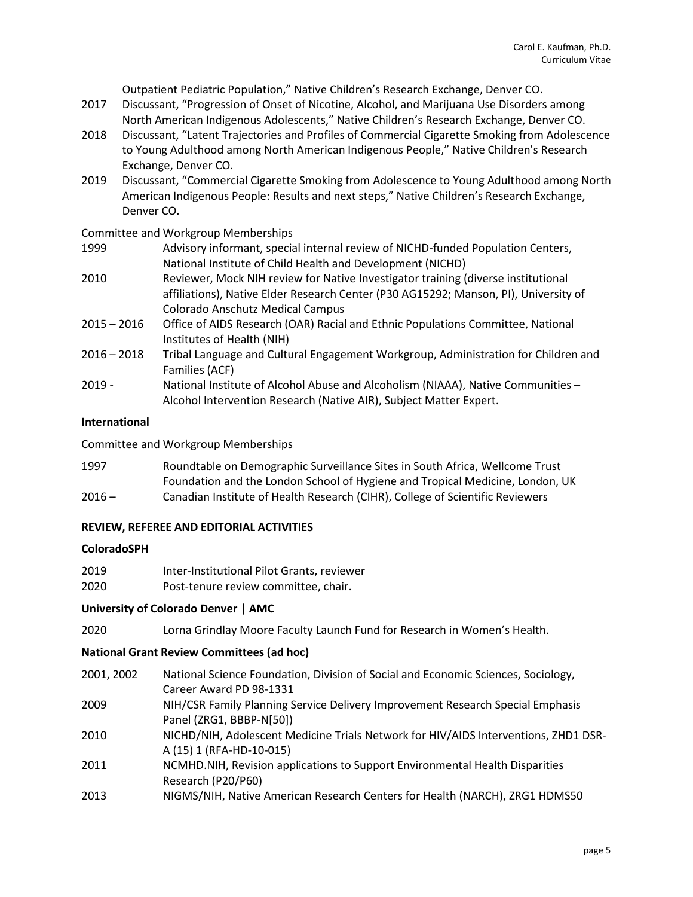Outpatient Pediatric Population," Native Children's Research Exchange, Denver CO.

2017 Discussant, "Progression of Onset of Nicotine, Alcohol, and Marijuana Use Disorders among North American Indigenous Adolescents," Native Children's Research Exchange, Denver CO.

2018 Discussant, "Latent Trajectories and Profiles of Commercial Cigarette Smoking from Adolescence to Young Adulthood among North American Indigenous People," Native Children's Research Exchange, Denver CO.

2019 Discussant, "Commercial Cigarette Smoking from Adolescence to Young Adulthood among North American Indigenous People: Results and next steps," Native Children's Research Exchange, Denver CO.

Committee and Workgroup Memberships

1999 Advisory informant, special internal review of NICHD-funded Population Centers, National Institute of Child Health and Development (NICHD)

2010 Reviewer, Mock NIH review for Native Investigator training (diverse institutional affiliations), Native Elder Research Center (P30 AG15292; Manson, PI), University of Colorado Anschutz Medical Campus

2015 – 2016 Office of AIDS Research (OAR) Racial and Ethnic Populations Committee, National Institutes of Health (NIH)

2016 – 2018 Tribal Language and Cultural Engagement Workgroup, Administration for Children and Families (ACF)

2019 - National Institute of Alcohol Abuse and Alcoholism (NIAAA), Native Communities – Alcohol Intervention Research (Native AIR), Subject Matter Expert.

**International**

Committee and Workgroup Memberships

1997 Roundtable on Demographic Surveillance Sites in South Africa, Wellcome Trust Foundation and the London School of Hygiene and Tropical Medicine, London, UK

2016 – Canadian Institute of Health Research (CIHR), College of Scientific Reviewers

**REVIEW, REFEREE AND EDITORIAL ACTIVITIES**

**ColoradoSPH**

2019 Inter-Institutional Pilot Grants, reviewer

2020 Post-tenure review committee, chair.

**University of Colorado Denver | AMC**

2020 Lorna Grindlay Moore Faculty Launch Fund for Research in Women's Health.

**National Grant Review Committees (ad hoc)**

2001, 2002 National Science Foundation, Division of Social and Economic Sciences, Sociology, Career Award PD 98-1331

2009 NIH/CSR Family Planning Service Delivery Improvement Research Special Emphasis Panel (ZRG1, BBBP-N[50])

2010 NICHD/NIH, Adolescent Medicine Trials Network for HIV/AIDS Interventions, ZHD1 DSR-A (15) 1 (RFA-HD-10-015)

2011 NCMHD.NIH, Revision applications to Support Environmental Health Disparities Research (P20/P60)

2013 NIGMS/NIH, Native American Research Centers for Health (NARCH), ZRG1 HDMS50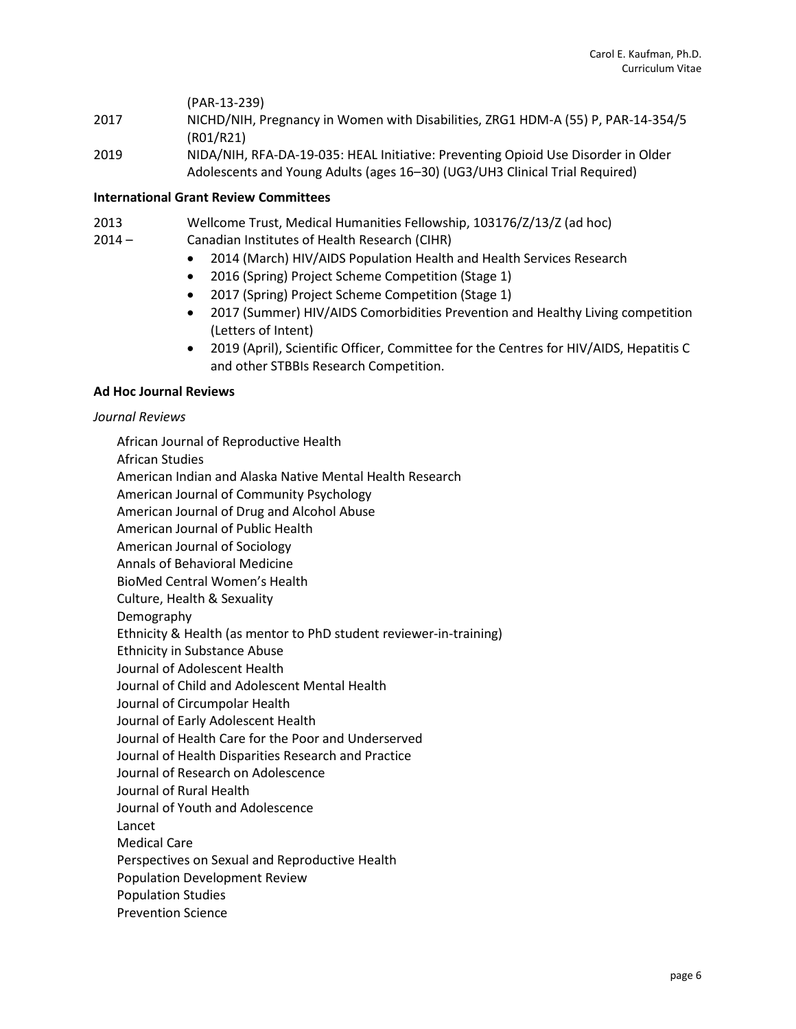(PAR-13-239)

2017 NICHD/NIH, Pregnancy in Women with Disabilities, ZRG1 HDM-A (55) P, PAR-14-354/5 (R01/R21)

2019 NIDA/NIH, RFA-DA-19-035: HEAL Initiative: Preventing Opioid Use Disorder in Older Adolescents and Young Adults (ages 16–30) (UG3/UH3 Clinical Trial Required)

**International Grant Review Committees**

2013 Wellcome Trust, Medical Humanities Fellowship, 103176/Z/13/Z (ad hoc)

2014 – Canadian Institutes of Health Research (CIHR)

- 2014 (March) HIV/AIDS Population Health and Health Services Research
- 2016 (Spring) Project Scheme Competition (Stage 1)
- 2017 (Spring) Project Scheme Competition (Stage 1)
- 2017 (Summer) HIV/AIDS Comorbidities Prevention and Healthy Living competition (Letters of Intent)
- 2019 (April), Scientific Officer, Committee for the Centres for HIV/AIDS, Hepatitis C and other STBBIs Research Competition.

**Ad Hoc Journal Reviews**

*Journal Reviews*

African Journal of Reproductive Health
African Studies
American Indian and Alaska Native Mental Health Research
American Journal of Community Psychology
American Journal of Drug and Alcohol Abuse
American Journal of Public Health
American Journal of Sociology
Annals of Behavioral Medicine
BioMed Central Women's Health
Culture, Health & Sexuality
Demography
Ethnicity & Health (as mentor to PhD student reviewer-in-training)
Ethnicity in Substance Abuse
Journal of Adolescent Health
Journal of Child and Adolescent Mental Health
Journal of Circumpolar Health
Journal of Early Adolescent Health
Journal of Health Care for the Poor and Underserved
Journal of Health Disparities Research and Practice
Journal of Research on Adolescence
Journal of Rural Health
Journal of Youth and Adolescence
Lancet
Medical Care
Perspectives on Sexual and Reproductive Health
Population Development Review
Population Studies
Prevention Science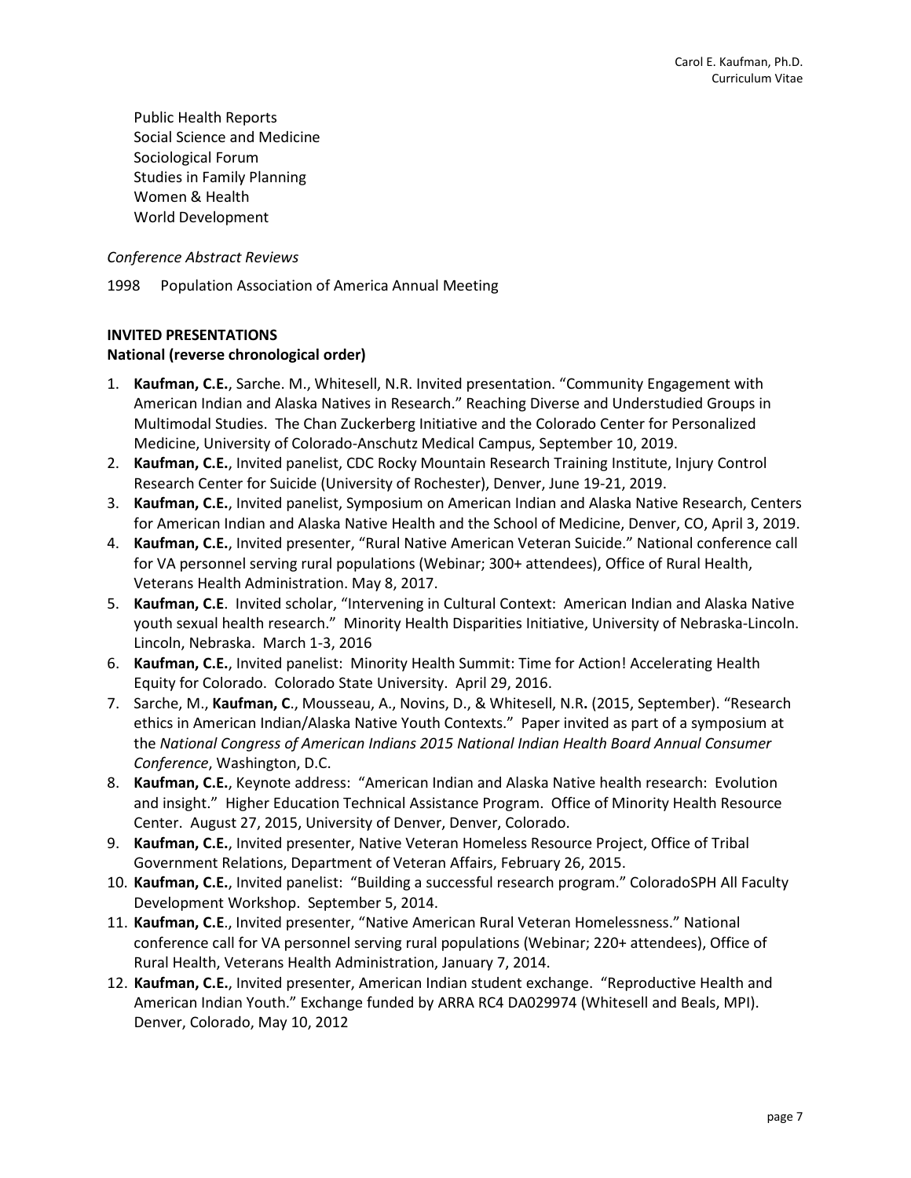Public Health Reports
Social Science and Medicine
Sociological Forum
Studies in Family Planning
Women & Health
World Development

*Conference Abstract Reviews*

1998 Population Association of America Annual Meeting

**INVITED PRESENTATIONS**
**National (reverse chronological order)**

1. **Kaufman, C.E.**, Sarche. M., Whitesell, N.R. Invited presentation. "Community Engagement with American Indian and Alaska Natives in Research." Reaching Diverse and Understudied Groups in Multimodal Studies. The Chan Zuckerberg Initiative and the Colorado Center for Personalized Medicine, University of Colorado-Anschutz Medical Campus, September 10, 2019.
2. **Kaufman, C.E.**, Invited panelist, CDC Rocky Mountain Research Training Institute, Injury Control Research Center for Suicide (University of Rochester), Denver, June 19-21, 2019.
3. **Kaufman, C.E.**, Invited panelist, Symposium on American Indian and Alaska Native Research, Centers for American Indian and Alaska Native Health and the School of Medicine, Denver, CO, April 3, 2019.
4. **Kaufman, C.E.**, Invited presenter, "Rural Native American Veteran Suicide." National conference call for VA personnel serving rural populations (Webinar; 300+ attendees), Office of Rural Health, Veterans Health Administration. May 8, 2017.
5. **Kaufman, C.E**. Invited scholar, "Intervening in Cultural Context: American Indian and Alaska Native youth sexual health research." Minority Health Disparities Initiative, University of Nebraska-Lincoln. Lincoln, Nebraska. March 1-3, 2016
6. **Kaufman, C.E.**, Invited panelist: Minority Health Summit: Time for Action! Accelerating Health Equity for Colorado. Colorado State University. April 29, 2016.
7. Sarche, M., **Kaufman, C**., Mousseau, A., Novins, D., & Whitesell, N.R**.** (2015, September). "Research ethics in American Indian/Alaska Native Youth Contexts." Paper invited as part of a symposium at the *National Congress of American Indians 2015 National Indian Health Board Annual Consumer Conference*, Washington, D.C.
8. **Kaufman, C.E.**, Keynote address: "American Indian and Alaska Native health research: Evolution and insight." Higher Education Technical Assistance Program. Office of Minority Health Resource Center. August 27, 2015, University of Denver, Denver, Colorado.
9. **Kaufman, C.E.**, Invited presenter, Native Veteran Homeless Resource Project, Office of Tribal Government Relations, Department of Veteran Affairs, February 26, 2015.
10. **Kaufman, C.E.**, Invited panelist: "Building a successful research program." ColoradoSPH All Faculty Development Workshop. September 5, 2014.
11. **Kaufman, C.E**., Invited presenter, "Native American Rural Veteran Homelessness." National conference call for VA personnel serving rural populations (Webinar; 220+ attendees), Office of Rural Health, Veterans Health Administration, January 7, 2014.
12. **Kaufman, C.E.**, Invited presenter, American Indian student exchange. "Reproductive Health and American Indian Youth." Exchange funded by ARRA RC4 DA029974 (Whitesell and Beals, MPI). Denver, Colorado, May 10, 2012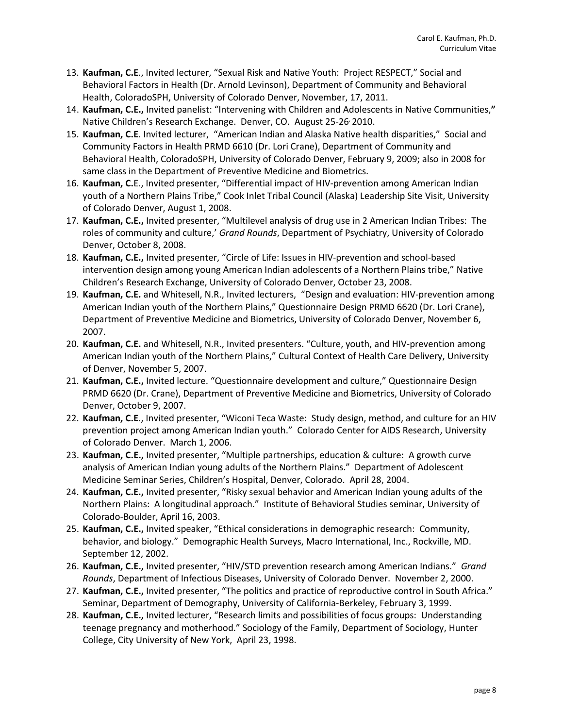13. **Kaufman, C.E**., Invited lecturer, "Sexual Risk and Native Youth: Project RESPECT," Social and Behavioral Factors in Health (Dr. Arnold Levinson), Department of Community and Behavioral Health, ColoradoSPH, University of Colorado Denver, November, 17, 2011.
14. **Kaufman, C.E.,** Invited panelist: "Intervening with Children and Adolescents in Native Communities,**"** Native Children's Research Exchange. Denver, CO. August 25-26, 2010.
15. **Kaufman, C.E**. Invited lecturer, "American Indian and Alaska Native health disparities," Social and Community Factors in Health PRMD 6610 (Dr. Lori Crane), Department of Community and Behavioral Health, ColoradoSPH, University of Colorado Denver, February 9, 2009; also in 2008 for same class in the Department of Preventive Medicine and Biometrics.
16. **Kaufman, C.**E., Invited presenter, "Differential impact of HIV-prevention among American Indian youth of a Northern Plains Tribe," Cook Inlet Tribal Council (Alaska) Leadership Site Visit, University of Colorado Denver, August 1, 2008.
17. **Kaufman, C.E.,** Invited presenter, "Multilevel analysis of drug use in 2 American Indian Tribes: The roles of community and culture,' *Grand Rounds*, Department of Psychiatry, University of Colorado Denver, October 8, 2008.
18. **Kaufman, C.E.,** Invited presenter, "Circle of Life: Issues in HIV-prevention and school-based intervention design among young American Indian adolescents of a Northern Plains tribe," Native Children's Research Exchange, University of Colorado Denver, October 23, 2008.
19. **Kaufman, C.E.** and Whitesell, N.R., Invited lecturers, "Design and evaluation: HIV-prevention among American Indian youth of the Northern Plains," Questionnaire Design PRMD 6620 (Dr. Lori Crane), Department of Preventive Medicine and Biometrics, University of Colorado Denver, November 6, 2007.
20. **Kaufman, C.E.** and Whitesell, N.R., Invited presenters. "Culture, youth, and HIV-prevention among American Indian youth of the Northern Plains," Cultural Context of Health Care Delivery, University of Denver, November 5, 2007.
21. **Kaufman, C.E.,** Invited lecture. "Questionnaire development and culture," Questionnaire Design PRMD 6620 (Dr. Crane), Department of Preventive Medicine and Biometrics, University of Colorado Denver, October 9, 2007.
22. **Kaufman, C.E**., Invited presenter, "Wiconi Teca Waste: Study design, method, and culture for an HIV prevention project among American Indian youth." Colorado Center for AIDS Research, University of Colorado Denver. March 1, 2006.
23. **Kaufman, C.E.,** Invited presenter, "Multiple partnerships, education & culture: A growth curve analysis of American Indian young adults of the Northern Plains." Department of Adolescent Medicine Seminar Series, Children's Hospital, Denver, Colorado. April 28, 2004.
24. **Kaufman, C.E.,** Invited presenter, "Risky sexual behavior and American Indian young adults of the Northern Plains: A longitudinal approach." Institute of Behavioral Studies seminar, University of Colorado-Boulder, April 16, 2003.
25. **Kaufman, C.E.,** Invited speaker, "Ethical considerations in demographic research: Community, behavior, and biology." Demographic Health Surveys, Macro International, Inc., Rockville, MD. September 12, 2002.
26. **Kaufman, C.E.,** Invited presenter, "HIV/STD prevention research among American Indians." *Grand Rounds*, Department of Infectious Diseases, University of Colorado Denver. November 2, 2000.
27. **Kaufman, C.E.,** Invited presenter, "The politics and practice of reproductive control in South Africa." Seminar, Department of Demography, University of California-Berkeley, February 3, 1999.
28. **Kaufman, C.E.,** Invited lecturer, "Research limits and possibilities of focus groups: Understanding teenage pregnancy and motherhood." Sociology of the Family, Department of Sociology, Hunter College, City University of New York, April 23, 1998.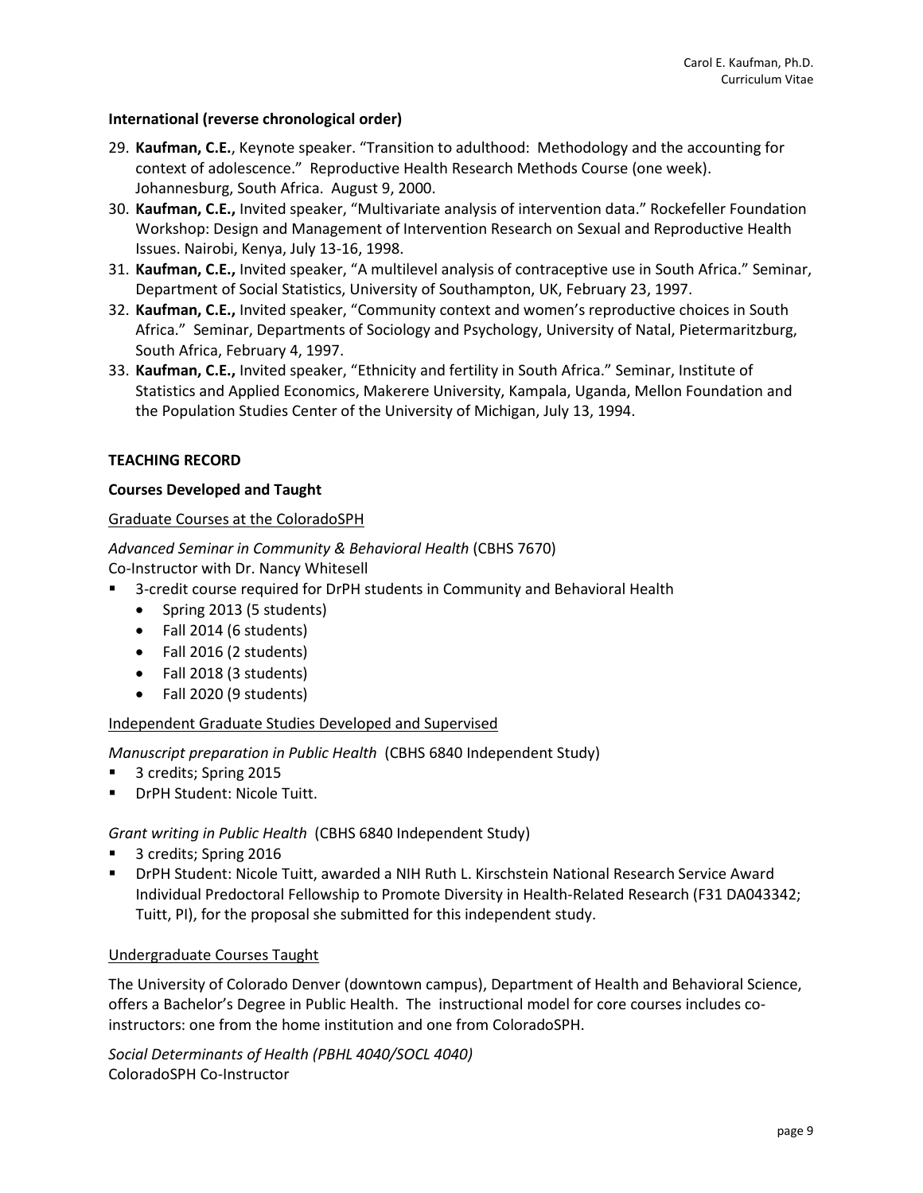**International (reverse chronological order)**

29. **Kaufman, C.E.**, Keynote speaker. "Transition to adulthood: Methodology and the accounting for context of adolescence." Reproductive Health Research Methods Course (one week). Johannesburg, South Africa. August 9, 2000.
30. **Kaufman, C.E.,** Invited speaker, "Multivariate analysis of intervention data." Rockefeller Foundation Workshop: Design and Management of Intervention Research on Sexual and Reproductive Health Issues. Nairobi, Kenya, July 13-16, 1998.
31. **Kaufman, C.E.,** Invited speaker, "A multilevel analysis of contraceptive use in South Africa." Seminar, Department of Social Statistics, University of Southampton, UK, February 23, 1997.
32. **Kaufman, C.E.,** Invited speaker, "Community context and women's reproductive choices in South Africa." Seminar, Departments of Sociology and Psychology, University of Natal, Pietermaritzburg, South Africa, February 4, 1997.
33. **Kaufman, C.E.,** Invited speaker, "Ethnicity and fertility in South Africa." Seminar, Institute of Statistics and Applied Economics, Makerere University, Kampala, Uganda, Mellon Foundation and the Population Studies Center of the University of Michigan, July 13, 1994.

## TEACHING RECORD

### Courses Developed and Taught

Graduate Courses at the ColoradoSPH

*Advanced Seminar in Community & Behavioral Health* (CBHS 7670)
Co-Instructor with Dr. Nancy Whitesell

- 3-credit course required for DrPH students in Community and Behavioral Health
  - Spring 2013 (5 students)
  - Fall 2014 (6 students)
  - Fall 2016 (2 students)
  - Fall 2018 (3 students)
  - Fall 2020 (9 students)

Independent Graduate Studies Developed and Supervised

*Manuscript preparation in Public Health* (CBHS 6840 Independent Study)

- 3 credits; Spring 2015
- DrPH Student: Nicole Tuitt.

*Grant writing in Public Health* (CBHS 6840 Independent Study)

- 3 credits; Spring 2016
- DrPH Student: Nicole Tuitt, awarded a NIH Ruth L. Kirschstein National Research Service Award Individual Predoctoral Fellowship to Promote Diversity in Health-Related Research (F31 DA043342; Tuitt, PI), for the proposal she submitted for this independent study.

Undergraduate Courses Taught

The University of Colorado Denver (downtown campus), Department of Health and Behavioral Science, offers a Bachelor's Degree in Public Health. The instructional model for core courses includes co-instructors: one from the home institution and one from ColoradoSPH.

*Social Determinants of Health (PBHL 4040/SOCL 4040)*
ColoradoSPH Co-Instructor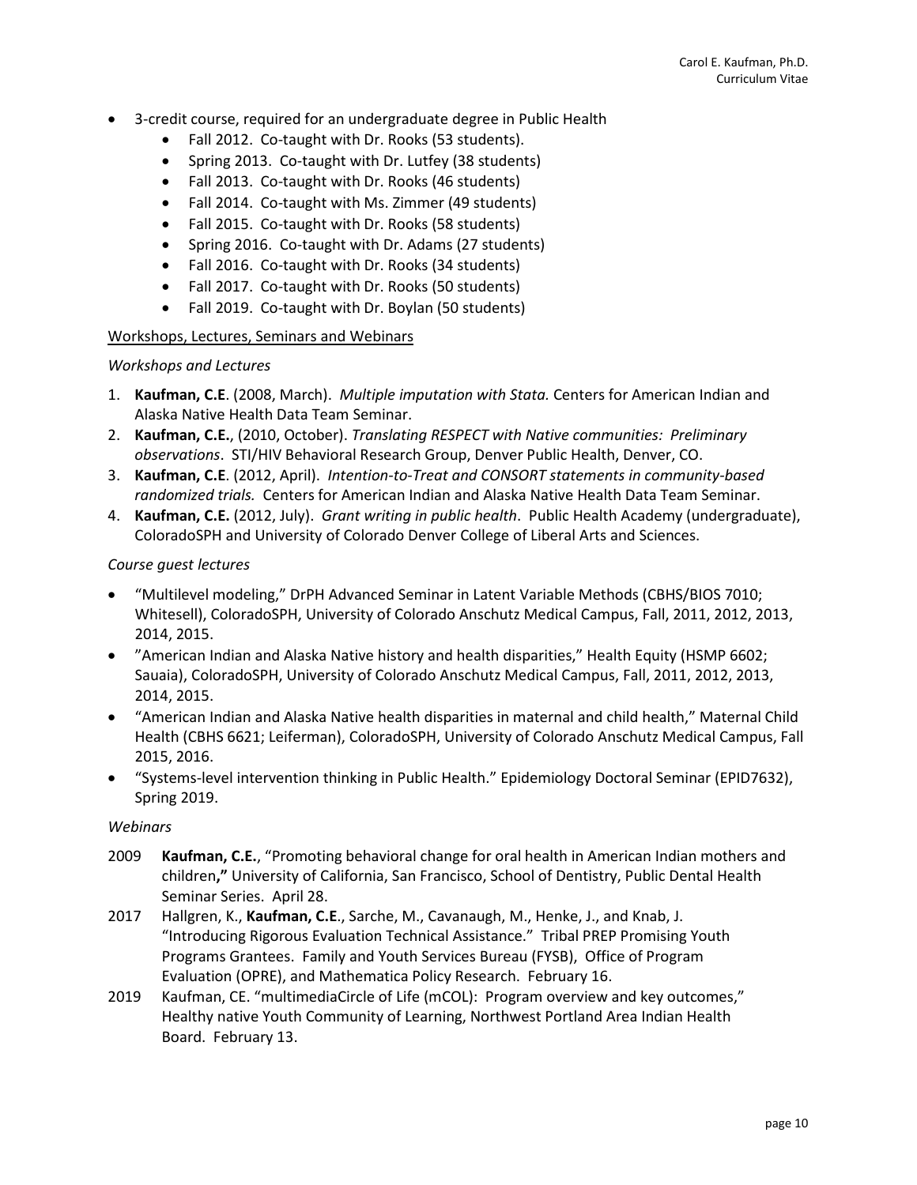- 3-credit course, required for an undergraduate degree in Public Health
    - Fall 2012. Co-taught with Dr. Rooks (53 students).
    - Spring 2013. Co-taught with Dr. Lutfey (38 students)
    - Fall 2013. Co-taught with Dr. Rooks (46 students)
    - Fall 2014. Co-taught with Ms. Zimmer (49 students)
    - Fall 2015. Co-taught with Dr. Rooks (58 students)
    - Spring 2016. Co-taught with Dr. Adams (27 students)
    - Fall 2016. Co-taught with Dr. Rooks (34 students)
    - Fall 2017. Co-taught with Dr. Rooks (50 students)
    - Fall 2019. Co-taught with Dr. Boylan (50 students)

<u>Workshops, Lectures, Seminars and Webinars</u>

*Workshops and Lectures*

1. **Kaufman, C.E**. (2008, March). *Multiple imputation with Stata.* Centers for American Indian and Alaska Native Health Data Team Seminar.
2. **Kaufman, C.E.**, (2010, October). *Translating RESPECT with Native communities: Preliminary observations*. STI/HIV Behavioral Research Group, Denver Public Health, Denver, CO.
3. **Kaufman, C.E**. (2012, April). *Intention-to-Treat and CONSORT statements in community-based randomized trials.* Centers for American Indian and Alaska Native Health Data Team Seminar.
4. **Kaufman, C.E.** (2012, July). *Grant writing in public health*. Public Health Academy (undergraduate), ColoradoSPH and University of Colorado Denver College of Liberal Arts and Sciences.

*Course guest lectures*

- "Multilevel modeling," DrPH Advanced Seminar in Latent Variable Methods (CBHS/BIOS 7010; Whitesell), ColoradoSPH, University of Colorado Anschutz Medical Campus, Fall, 2011, 2012, 2013, 2014, 2015.
- "American Indian and Alaska Native history and health disparities," Health Equity (HSMP 6602; Sauaia), ColoradoSPH, University of Colorado Anschutz Medical Campus, Fall, 2011, 2012, 2013, 2014, 2015.
- "American Indian and Alaska Native health disparities in maternal and child health," Maternal Child Health (CBHS 6621; Leiferman), ColoradoSPH, University of Colorado Anschutz Medical Campus, Fall 2015, 2016.
- "Systems-level intervention thinking in Public Health." Epidemiology Doctoral Seminar (EPID7632), Spring 2019.

*Webinars*

2009 **Kaufman, C.E.**, "Promoting behavioral change for oral health in American Indian mothers and children**,"** University of California, San Francisco, School of Dentistry, Public Dental Health Seminar Series. April 28.

2017 Hallgren, K., **Kaufman, C.E**., Sarche, M., Cavanaugh, M., Henke, J., and Knab, J. "Introducing Rigorous Evaluation Technical Assistance." Tribal PREP Promising Youth Programs Grantees. Family and Youth Services Bureau (FYSB), Office of Program Evaluation (OPRE), and Mathematica Policy Research. February 16.

2019 Kaufman, CE. "multimediaCircle of Life (mCOL): Program overview and key outcomes," Healthy native Youth Community of Learning, Northwest Portland Area Indian Health Board. February 13.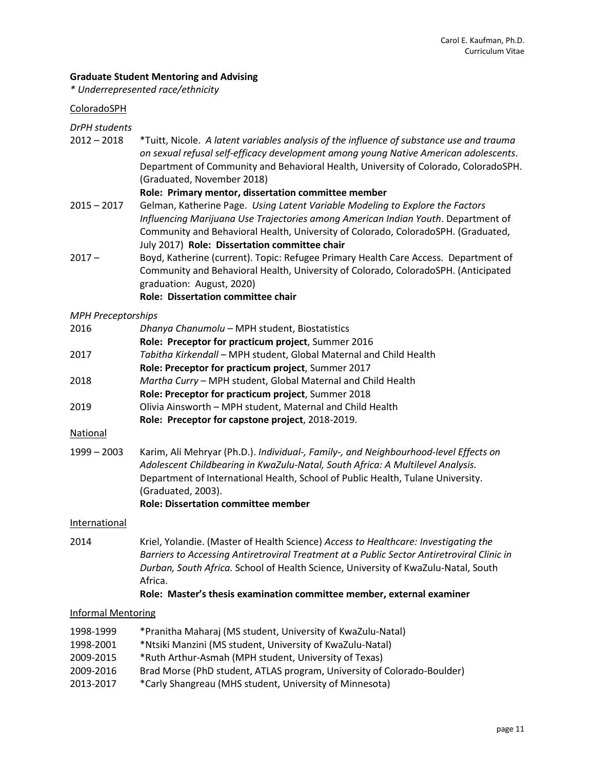## Graduate Student Mentoring and Advising

*\* Underrepresented race/ethnicity*

### ColoradoSPH

*DrPH students*

2012 – 2018 *Tuitt, Nicole. *A latent variables analysis of the influence of substance use and trauma on sexual refusal self-efficacy development among young Native American adolescents*. Department of Community and Behavioral Health, University of Colorado, ColoradoSPH. (Graduated, November 2018)
**Role: Primary mentor, dissertation committee member**

2015 – 2017 Gelman, Katherine Page. *Using Latent Variable Modeling to Explore the Factors Influencing Marijuana Use Trajectories among American Indian Youth*. Department of Community and Behavioral Health, University of Colorado, ColoradoSPH. (Graduated, July 2017) **Role: Dissertation committee chair**

2017 – Boyd, Katherine (current). Topic: Refugee Primary Health Care Access. Department of Community and Behavioral Health, University of Colorado, ColoradoSPH. (Anticipated graduation: August, 2020)
**Role: Dissertation committee chair**

*MPH Preceptorships*

2016 *Dhanya Chanumolu* – MPH student, Biostatistics
**Role: Preceptor for practicum project**, Summer 2016

2017 *Tabitha Kirkendall* – MPH student, Global Maternal and Child Health
**Role: Preceptor for practicum project**, Summer 2017

2018 *Martha Curry* – MPH student, Global Maternal and Child Health
**Role: Preceptor for practicum project**, Summer 2018

2019 Olivia Ainsworth – MPH student, Maternal and Child Health
**Role: Preceptor for capstone project**, 2018-2019.

### National

1999 – 2003 Karim, Ali Mehryar (Ph.D.). *Individual-, Family-, and Neighbourhood-level Effects on Adolescent Childbearing in KwaZulu-Natal, South Africa: A Multilevel Analysis.* Department of International Health, School of Public Health, Tulane University. (Graduated, 2003).
**Role: Dissertation committee member**

### International

2014 Kriel, Yolandie. (Master of Health Science) *Access to Healthcare: Investigating the Barriers to Accessing Antiretroviral Treatment at a Public Sector Antiretroviral Clinic in Durban, South Africa.* School of Health Science, University of KwaZulu-Natal, South Africa.
**Role: Master's thesis examination committee member, external examiner**

### Informal Mentoring

1998-1999 *Pranitha Maharaj (MS student, University of KwaZulu-Natal)
1998-2001 *Ntsiki Manzini (MS student, University of KwaZulu-Natal)
2009-2015 *Ruth Arthur-Asmah (MPH student, University of Texas)
2009-2016 Brad Morse (PhD student, ATLAS program, University of Colorado-Boulder)
2013-2017 *Carly Shangreau (MHS student, University of Minnesota)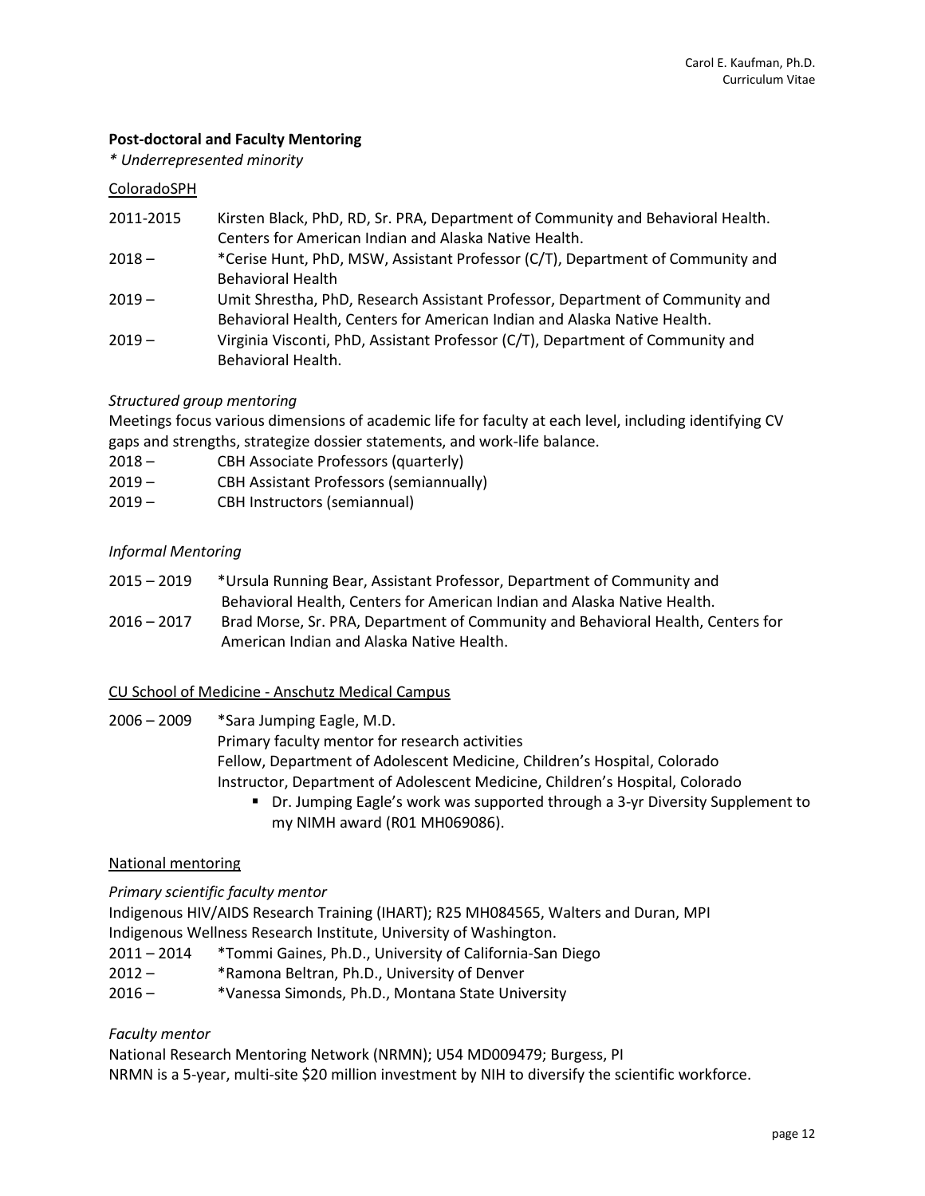**Post-doctoral and Faculty Mentoring**

*\* Underrepresented minority*

ColoradoSPH

2011-2015 Kirsten Black, PhD, RD, Sr. PRA, Department of Community and Behavioral Health. Centers for American Indian and Alaska Native Health.

2018 – *Cerise Hunt, PhD, MSW, Assistant Professor (C/T), Department of Community and Behavioral Health

2019 – Umit Shrestha, PhD, Research Assistant Professor, Department of Community and Behavioral Health, Centers for American Indian and Alaska Native Health.

2019 – Virginia Visconti, PhD, Assistant Professor (C/T), Department of Community and Behavioral Health.

*Structured group mentoring*

Meetings focus various dimensions of academic life for faculty at each level, including identifying CV gaps and strengths, strategize dossier statements, and work-life balance.

2018 – CBH Associate Professors (quarterly)

2019 – CBH Assistant Professors (semiannually)

2019 – CBH Instructors (semiannual)

*Informal Mentoring*

2015 – 2019 *Ursula Running Bear, Assistant Professor, Department of Community and Behavioral Health, Centers for American Indian and Alaska Native Health.

2016 – 2017 Brad Morse, Sr. PRA, Department of Community and Behavioral Health, Centers for American Indian and Alaska Native Health.

CU School of Medicine - Anschutz Medical Campus

2006 – 2009 *Sara Jumping Eagle, M.D.
Primary faculty mentor for research activities
Fellow, Department of Adolescent Medicine, Children's Hospital, Colorado
Instructor, Department of Adolescent Medicine, Children's Hospital, Colorado

- Dr. Jumping Eagle's work was supported through a 3-yr Diversity Supplement to my NIMH award (R01 MH069086).

National mentoring

*Primary scientific faculty mentor*

Indigenous HIV/AIDS Research Training (IHART); R25 MH084565, Walters and Duran, MPI
Indigenous Wellness Research Institute, University of Washington.

2011 – 2014 *Tommi Gaines, Ph.D., University of California-San Diego

2012 – *Ramona Beltran, Ph.D., University of Denver

2016 – *Vanessa Simonds, Ph.D., Montana State University

*Faculty mentor*

National Research Mentoring Network (NRMN); U54 MD009479; Burgess, PI
NRMN is a 5-year, multi-site $20 million investment by NIH to diversify the scientific workforce.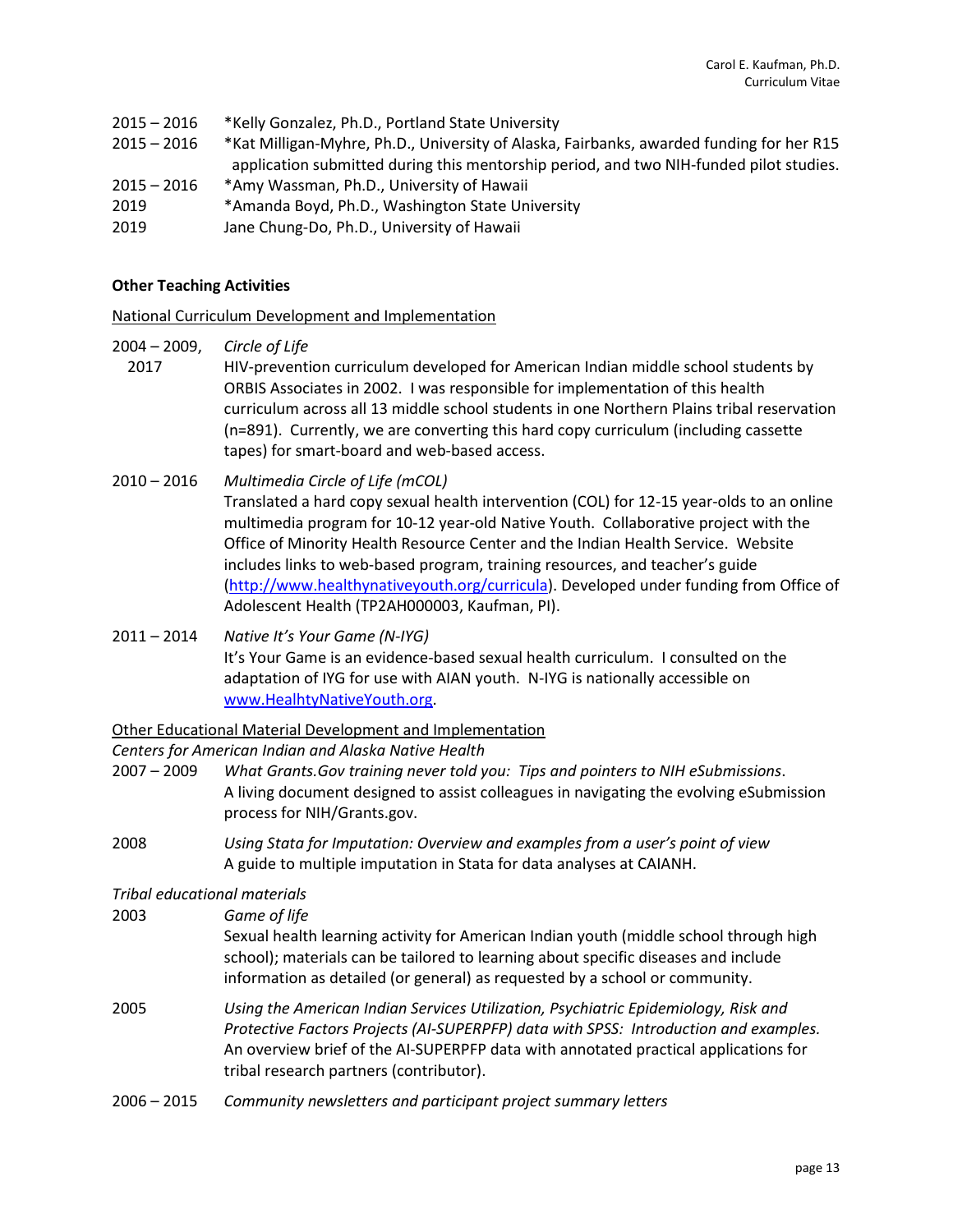2015 – 2016 *Kelly Gonzalez, Ph.D., Portland State University

2015 – 2016 *Kat Milligan-Myhre, Ph.D., University of Alaska, Fairbanks, awarded funding for her R15 application submitted during this mentorship period, and two NIH-funded pilot studies.

2015 – 2016 *Amy Wassman, Ph.D., University of Hawaii

2019 *Amanda Boyd, Ph.D., Washington State University

2019 Jane Chung-Do, Ph.D., University of Hawaii

**Other Teaching Activities**

National Curriculum Development and Implementation

2004 – 2009, 2017 *Circle of Life*
HIV-prevention curriculum developed for American Indian middle school students by ORBIS Associates in 2002. I was responsible for implementation of this health curriculum across all 13 middle school students in one Northern Plains tribal reservation (n=891). Currently, we are converting this hard copy curriculum (including cassette tapes) for smart-board and web-based access.

2010 – 2016 *Multimedia Circle of Life (mCOL)*
Translated a hard copy sexual health intervention (COL) for 12-15 year-olds to an online multimedia program for 10-12 year-old Native Youth. Collaborative project with the Office of Minority Health Resource Center and the Indian Health Service. Website includes links to web-based program, training resources, and teacher's guide (http://www.healthynativeyouth.org/curricula). Developed under funding from Office of Adolescent Health (TP2AH000003, Kaufman, PI).

2011 – 2014 *Native It's Your Game (N-IYG)*
It's Your Game is an evidence-based sexual health curriculum. I consulted on the adaptation of IYG for use with AIAN youth. N-IYG is nationally accessible on www.HealhtyNativeYouth.org.

Other Educational Material Development and Implementation

*Centers for American Indian and Alaska Native Health*

2007 – 2009 *What Grants.Gov training never told you: Tips and pointers to NIH eSubmissions*.
A living document designed to assist colleagues in navigating the evolving eSubmission process for NIH/Grants.gov.

2008 *Using Stata for Imputation: Overview and examples from a user's point of view*
A guide to multiple imputation in Stata for data analyses at CAIANH.

*Tribal educational materials*

2003 *Game of life*
Sexual health learning activity for American Indian youth (middle school through high school); materials can be tailored to learning about specific diseases and include information as detailed (or general) as requested by a school or community.

2005 *Using the American Indian Services Utilization, Psychiatric Epidemiology, Risk and Protective Factors Projects (AI-SUPERPFP) data with SPSS: Introduction and examples.*
An overview brief of the AI-SUPERPFP data with annotated practical applications for tribal research partners (contributor).

2006 – 2015 *Community newsletters and participant project summary letters*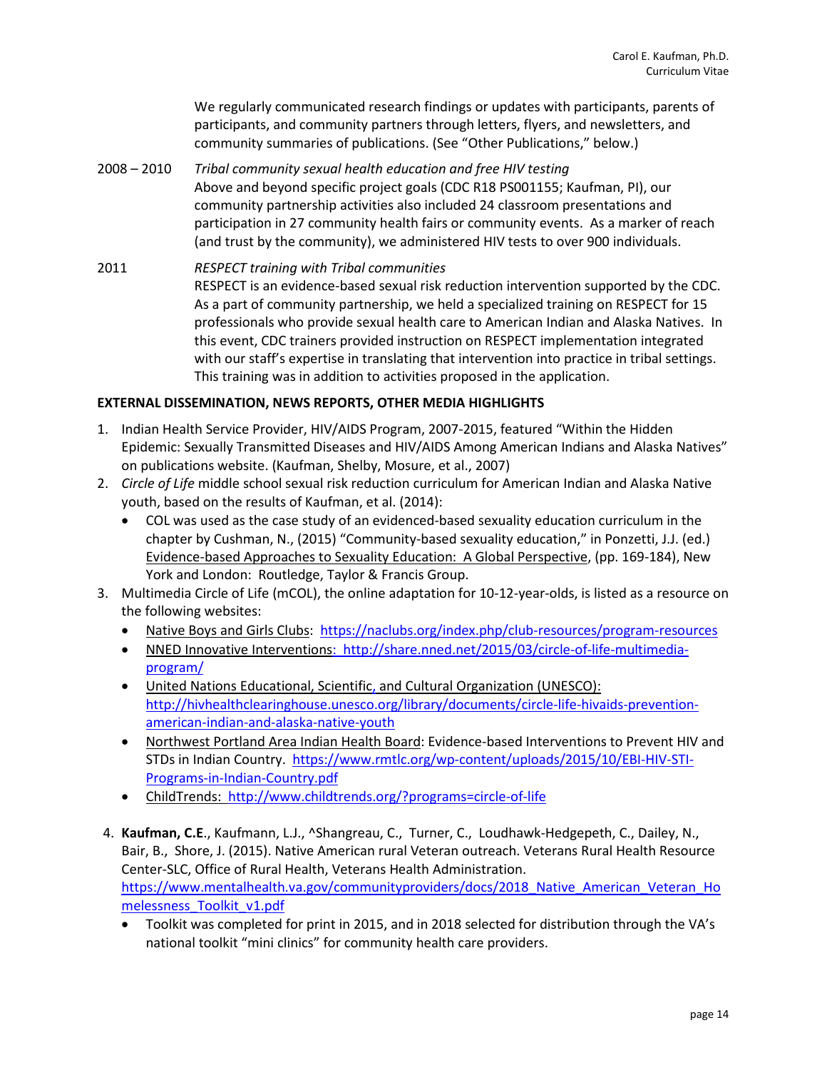We regularly communicated research findings or updates with participants, parents of participants, and community partners through letters, flyers, and newsletters, and community summaries of publications. (See "Other Publications," below.)

2008 – 2010 *Tribal community sexual health education and free HIV testing*
Above and beyond specific project goals (CDC R18 PS001155; Kaufman, PI), our community partnership activities also included 24 classroom presentations and participation in 27 community health fairs or community events. As a marker of reach (and trust by the community), we administered HIV tests to over 900 individuals.

2011 *RESPECT training with Tribal communities*
RESPECT is an evidence-based sexual risk reduction intervention supported by the CDC. As a part of community partnership, we held a specialized training on RESPECT for 15 professionals who provide sexual health care to American Indian and Alaska Natives. In this event, CDC trainers provided instruction on RESPECT implementation integrated with our staff's expertise in translating that intervention into practice in tribal settings. This training was in addition to activities proposed in the application.

**EXTERNAL DISSEMINATION, NEWS REPORTS, OTHER MEDIA HIGHLIGHTS**

1. Indian Health Service Provider, HIV/AIDS Program, 2007-2015, featured "Within the Hidden Epidemic: Sexually Transmitted Diseases and HIV/AIDS Among American Indians and Alaska Natives" on publications website. (Kaufman, Shelby, Mosure, et al., 2007)
2. *Circle of Life* middle school sexual risk reduction curriculum for American Indian and Alaska Native youth, based on the results of Kaufman, et al. (2014):
   - COL was used as the case study of an evidenced-based sexuality education curriculum in the chapter by Cushman, N., (2015) "Community-based sexuality education," in Ponzetti, J.J. (ed.) Evidence-based Approaches to Sexuality Education: A Global Perspective, (pp. 169-184), New York and London: Routledge, Taylor & Francis Group.
3. Multimedia Circle of Life (mCOL), the online adaptation for 10-12-year-olds, is listed as a resource on the following websites:
   - Native Boys and Girls Clubs: https://naclubs.org/index.php/club-resources/program-resources
   - NNED Innovative Interventions: http://share.nned.net/2015/03/circle-of-life-multimedia-program/
   - United Nations Educational, Scientific, and Cultural Organization (UNESCO): http://hivhealthclearinghouse.unesco.org/library/documents/circle-life-hivaids-prevention-american-indian-and-alaska-native-youth
   - Northwest Portland Area Indian Health Board: Evidence-based Interventions to Prevent HIV and STDs in Indian Country. https://www.rmtlc.org/wp-content/uploads/2015/10/EBI-HIV-STI-Programs-in-Indian-Country.pdf
   - ChildTrends: http://www.childtrends.org/?programs=circle-of-life
4. **Kaufman, C.E**., Kaufmann, L.J., ^Shangreau, C., Turner, C., Loudhawk-Hedgepeth, C., Dailey, N., Bair, B., Shore, J. (2015). Native American rural Veteran outreach. Veterans Rural Health Resource Center-SLC, Office of Rural Health, Veterans Health Administration. https://www.mentalhealth.va.gov/communityproviders/docs/2018_Native_American_Veteran_Homelessness_Toolkit_v1.pdf
   - Toolkit was completed for print in 2015, and in 2018 selected for distribution through the VA's national toolkit "mini clinics" for community health care providers.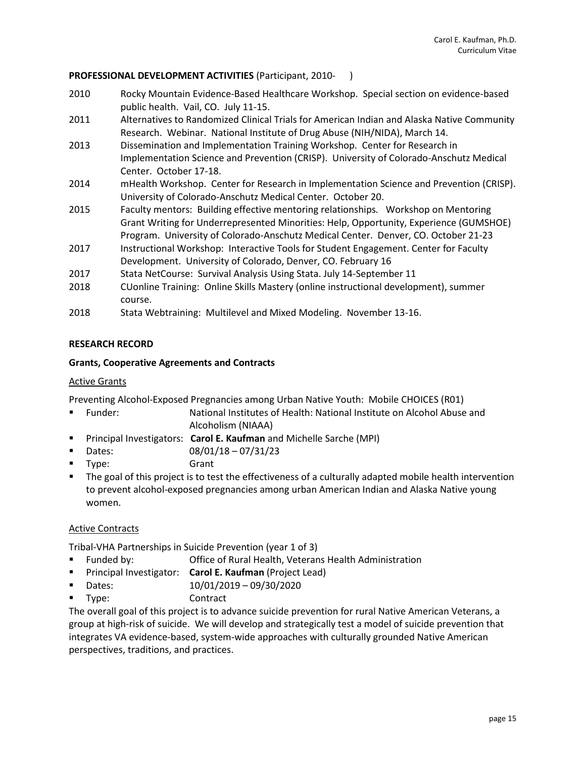## PROFESSIONAL DEVELOPMENT ACTIVITIES (Participant, 2010- )

| | |
|---|---|
| 2010 | Rocky Mountain Evidence-Based Healthcare Workshop. Special section on evidence-based public health. Vail, CO. July 11-15. |
| 2011 | Alternatives to Randomized Clinical Trials for American Indian and Alaska Native Community Research. Webinar. National Institute of Drug Abuse (NIH/NIDA), March 14. |
| 2013 | Dissemination and Implementation Training Workshop. Center for Research in Implementation Science and Prevention (CRISP). University of Colorado-Anschutz Medical Center. October 17-18. |
| 2014 | mHealth Workshop. Center for Research in Implementation Science and Prevention (CRISP). University of Colorado-Anschutz Medical Center. October 20. |
| 2015 | Faculty mentors: Building effective mentoring relationships. Workshop on Mentoring Grant Writing for Underrepresented Minorities: Help, Opportunity, Experience (GUMSHOE) Program. University of Colorado-Anschutz Medical Center. Denver, CO. October 21-23 |
| 2017 | Instructional Workshop: Interactive Tools for Student Engagement. Center for Faculty Development. University of Colorado, Denver, CO. February 16 |
| 2017 | Stata NetCourse: Survival Analysis Using Stata. July 14-September 11 |
| 2018 | CUonline Training: Online Skills Mastery (online instructional development), summer course. |
| 2018 | Stata Webtraining: Multilevel and Mixed Modeling. November 13-16. |

## RESEARCH RECORD

### Grants, Cooperative Agreements and Contracts

Active Grants

Preventing Alcohol-Exposed Pregnancies among Urban Native Youth: Mobile CHOICES (R01)

- Funder: National Institutes of Health: National Institute on Alcohol Abuse and Alcoholism (NIAAA)
- Principal Investigators: **Carol E. Kaufman** and Michelle Sarche (MPI)
- Dates: 08/01/18 – 07/31/23
- Type: Grant
- The goal of this project is to test the effectiveness of a culturally adapted mobile health intervention to prevent alcohol-exposed pregnancies among urban American Indian and Alaska Native young women.

Active Contracts

Tribal-VHA Partnerships in Suicide Prevention (year 1 of 3)

- Funded by: Office of Rural Health, Veterans Health Administration
- Principal Investigator: **Carol E. Kaufman** (Project Lead)
- Dates: 10/01/2019 – 09/30/2020
- Type: Contract

The overall goal of this project is to advance suicide prevention for rural Native American Veterans, a group at high-risk of suicide. We will develop and strategically test a model of suicide prevention that integrates VA evidence-based, system-wide approaches with culturally grounded Native American perspectives, traditions, and practices.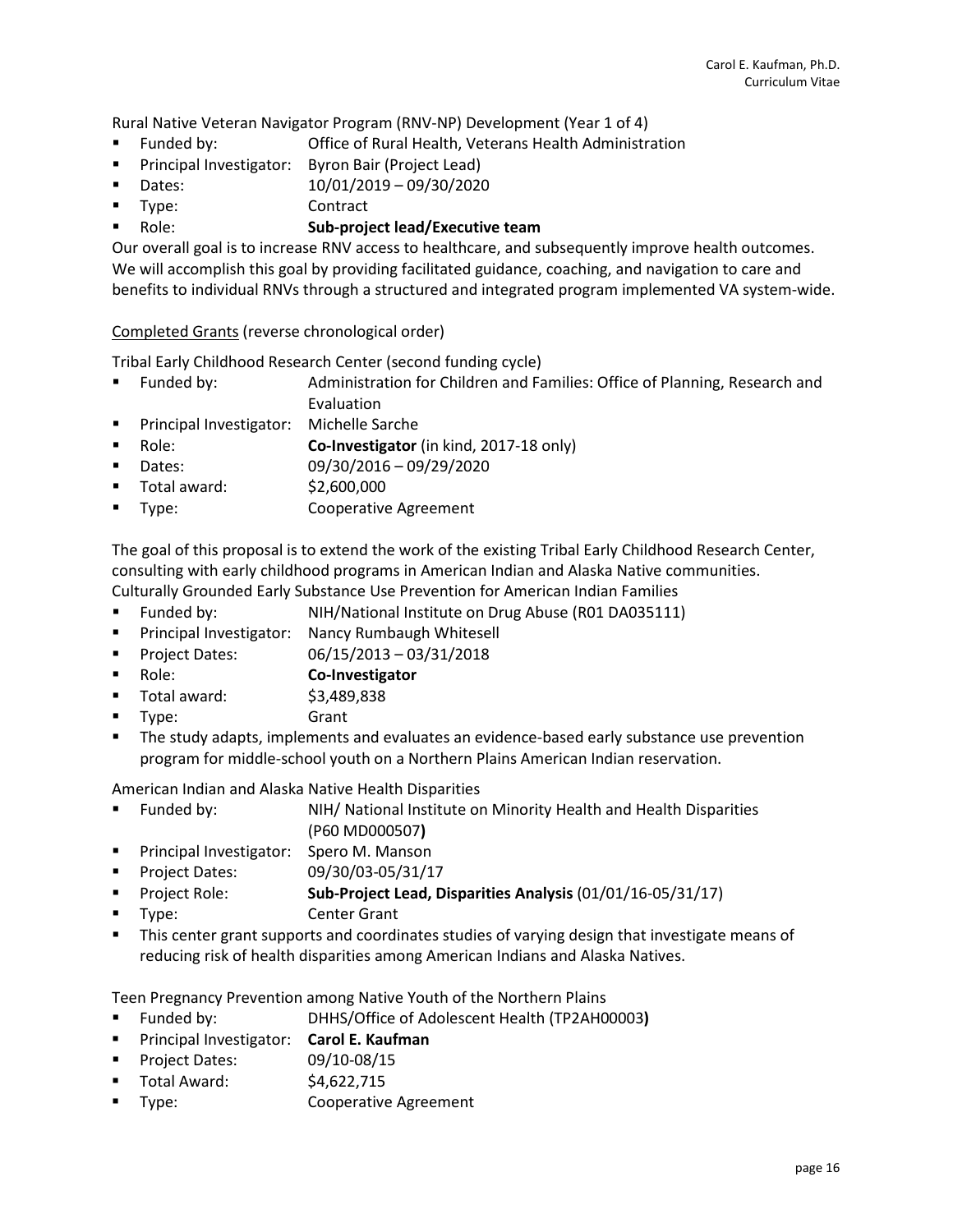Rural Native Veteran Navigator Program (RNV-NP) Development (Year 1 of 4)

- Funded by: Office of Rural Health, Veterans Health Administration
- Principal Investigator: Byron Bair (Project Lead)
- Dates: 10/01/2019 – 09/30/2020
- Type: Contract
- Role: **Sub-project lead/Executive team**

Our overall goal is to increase RNV access to healthcare, and subsequently improve health outcomes. We will accomplish this goal by providing facilitated guidance, coaching, and navigation to care and benefits to individual RNVs through a structured and integrated program implemented VA system-wide.

<u>Completed Grants</u> (reverse chronological order)

Tribal Early Childhood Research Center (second funding cycle)

- Funded by: Administration for Children and Families: Office of Planning, Research and Evaluation
- Principal Investigator: Michelle Sarche
- Role: **Co-Investigator** (in kind, 2017-18 only)
- Dates: 09/30/2016 – 09/29/2020
- Total award: $2,600,000
- Type: Cooperative Agreement

The goal of this proposal is to extend the work of the existing Tribal Early Childhood Research Center, consulting with early childhood programs in American Indian and Alaska Native communities.

Culturally Grounded Early Substance Use Prevention for American Indian Families

- Funded by: NIH/National Institute on Drug Abuse (R01 DA035111)
- Principal Investigator: Nancy Rumbaugh Whitesell
- Project Dates: 06/15/2013 – 03/31/2018
- Role: **Co-Investigator**
- Total award: $3,489,838
- Type: Grant
- The study adapts, implements and evaluates an evidence-based early substance use prevention program for middle-school youth on a Northern Plains American Indian reservation.

American Indian and Alaska Native Health Disparities

- Funded by: NIH/ National Institute on Minority Health and Health Disparities (P60 MD000507**)**
- Principal Investigator: Spero M. Manson
- Project Dates: 09/30/03-05/31/17
- Project Role: **Sub-Project Lead, Disparities Analysis** (01/01/16-05/31/17)
- Type: Center Grant
- This center grant supports and coordinates studies of varying design that investigate means of reducing risk of health disparities among American Indians and Alaska Natives.

Teen Pregnancy Prevention among Native Youth of the Northern Plains

- Funded by: DHHS/Office of Adolescent Health (TP2AH00003**)**
- Principal Investigator: **Carol E. Kaufman**
- Project Dates: 09/10-08/15
- Total Award: $4,622,715
- Type: Cooperative Agreement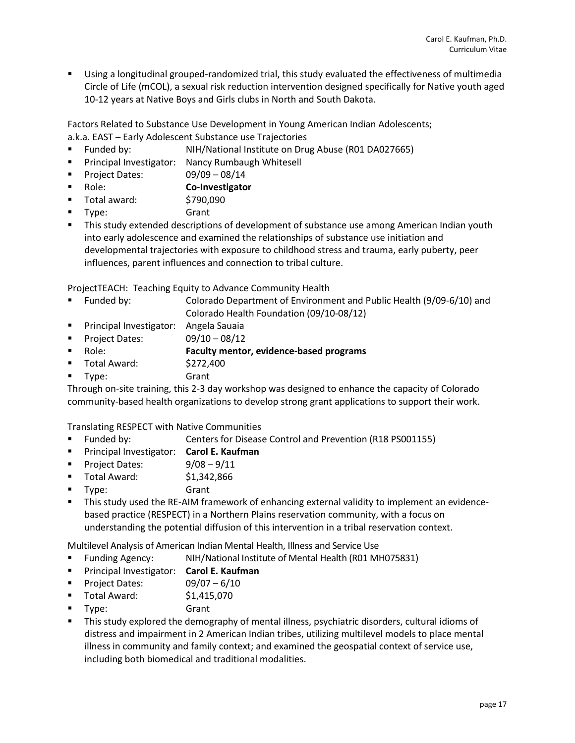- Using a longitudinal grouped-randomized trial, this study evaluated the effectiveness of multimedia Circle of Life (mCOL), a sexual risk reduction intervention designed specifically for Native youth aged 10-12 years at Native Boys and Girls clubs in North and South Dakota.

Factors Related to Substance Use Development in Young American Indian Adolescents;
a.k.a. EAST – Early Adolescent Substance use Trajectories

- Funded by: NIH/National Institute on Drug Abuse (R01 DA027665)
- Principal Investigator: Nancy Rumbaugh Whitesell
- Project Dates: 09/09 – 08/14
- Role: **Co-Investigator**
- Total award: $790,090
- Type: Grant
- This study extended descriptions of development of substance use among American Indian youth into early adolescence and examined the relationships of substance use initiation and developmental trajectories with exposure to childhood stress and trauma, early puberty, peer influences, parent influences and connection to tribal culture.

ProjectTEACH: Teaching Equity to Advance Community Health

- Funded by: Colorado Department of Environment and Public Health (9/09-6/10) and Colorado Health Foundation (09/10-08/12)
- Principal Investigator: Angela Sauaia
- Project Dates: 09/10 – 08/12
- Role: **Faculty mentor, evidence-based programs**
- Total Award: $272,400
- Type: Grant

Through on-site training, this 2-3 day workshop was designed to enhance the capacity of Colorado community-based health organizations to develop strong grant applications to support their work.

Translating RESPECT with Native Communities

- Funded by: Centers for Disease Control and Prevention (R18 PS001155)
- Principal Investigator: **Carol E. Kaufman**
- Project Dates: 9/08 – 9/11
- Total Award: $1,342,866
- Type: Grant
- This study used the RE-AIM framework of enhancing external validity to implement an evidence-based practice (RESPECT) in a Northern Plains reservation community, with a focus on understanding the potential diffusion of this intervention in a tribal reservation context.

Multilevel Analysis of American Indian Mental Health, Illness and Service Use

- Funding Agency: NIH/National Institute of Mental Health (R01 MH075831)
- Principal Investigator: **Carol E. Kaufman**
- Project Dates: 09/07 – 6/10
- Total Award: $1,415,070
- Type: Grant
- This study explored the demography of mental illness, psychiatric disorders, cultural idioms of distress and impairment in 2 American Indian tribes, utilizing multilevel models to place mental illness in community and family context; and examined the geospatial context of service use, including both biomedical and traditional modalities.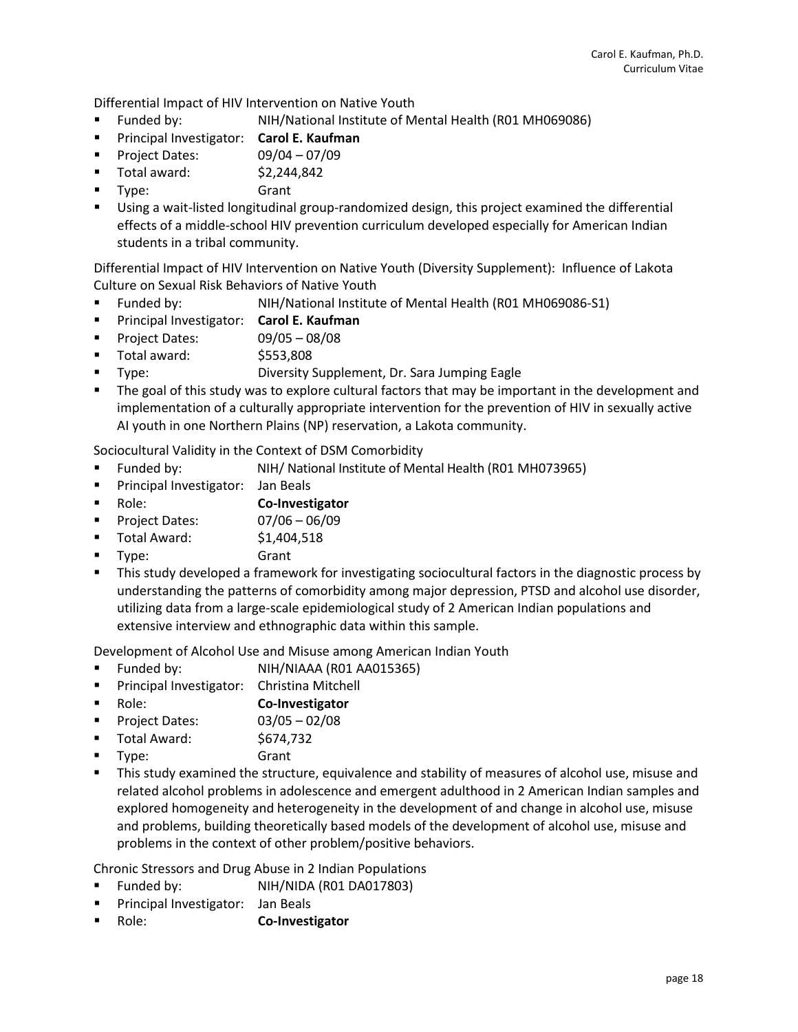Differential Impact of HIV Intervention on Native Youth

- Funded by: NIH/National Institute of Mental Health (R01 MH069086)
- Principal Investigator: **Carol E. Kaufman**
- Project Dates: 09/04 – 07/09
- Total award: $2,244,842
- Type: Grant
- Using a wait-listed longitudinal group-randomized design, this project examined the differential effects of a middle-school HIV prevention curriculum developed especially for American Indian students in a tribal community.

Differential Impact of HIV Intervention on Native Youth (Diversity Supplement): Influence of Lakota Culture on Sexual Risk Behaviors of Native Youth

- Funded by: NIH/National Institute of Mental Health (R01 MH069086-S1)
- Principal Investigator: **Carol E. Kaufman**
- Project Dates: 09/05 – 08/08
- Total award: $553,808
- Type: Diversity Supplement, Dr. Sara Jumping Eagle
- The goal of this study was to explore cultural factors that may be important in the development and implementation of a culturally appropriate intervention for the prevention of HIV in sexually active AI youth in one Northern Plains (NP) reservation, a Lakota community.

Sociocultural Validity in the Context of DSM Comorbidity

- Funded by: NIH/ National Institute of Mental Health (R01 MH073965)
- Principal Investigator: Jan Beals
- Role: **Co-Investigator**
- Project Dates: 07/06 – 06/09
- Total Award: $1,404,518
- Type: Grant
- This study developed a framework for investigating sociocultural factors in the diagnostic process by understanding the patterns of comorbidity among major depression, PTSD and alcohol use disorder, utilizing data from a large-scale epidemiological study of 2 American Indian populations and extensive interview and ethnographic data within this sample.

Development of Alcohol Use and Misuse among American Indian Youth

- Funded by: NIH/NIAAA (R01 AA015365)
- Principal Investigator: Christina Mitchell
- Role: **Co-Investigator**
- Project Dates: 03/05 – 02/08
- Total Award: $674,732
- Type: Grant
- This study examined the structure, equivalence and stability of measures of alcohol use, misuse and related alcohol problems in adolescence and emergent adulthood in 2 American Indian samples and explored homogeneity and heterogeneity in the development of and change in alcohol use, misuse and problems, building theoretically based models of the development of alcohol use, misuse and problems in the context of other problem/positive behaviors.

Chronic Stressors and Drug Abuse in 2 Indian Populations

- Funded by: NIH/NIDA (R01 DA017803)
- Principal Investigator: Jan Beals
- Role: **Co-Investigator**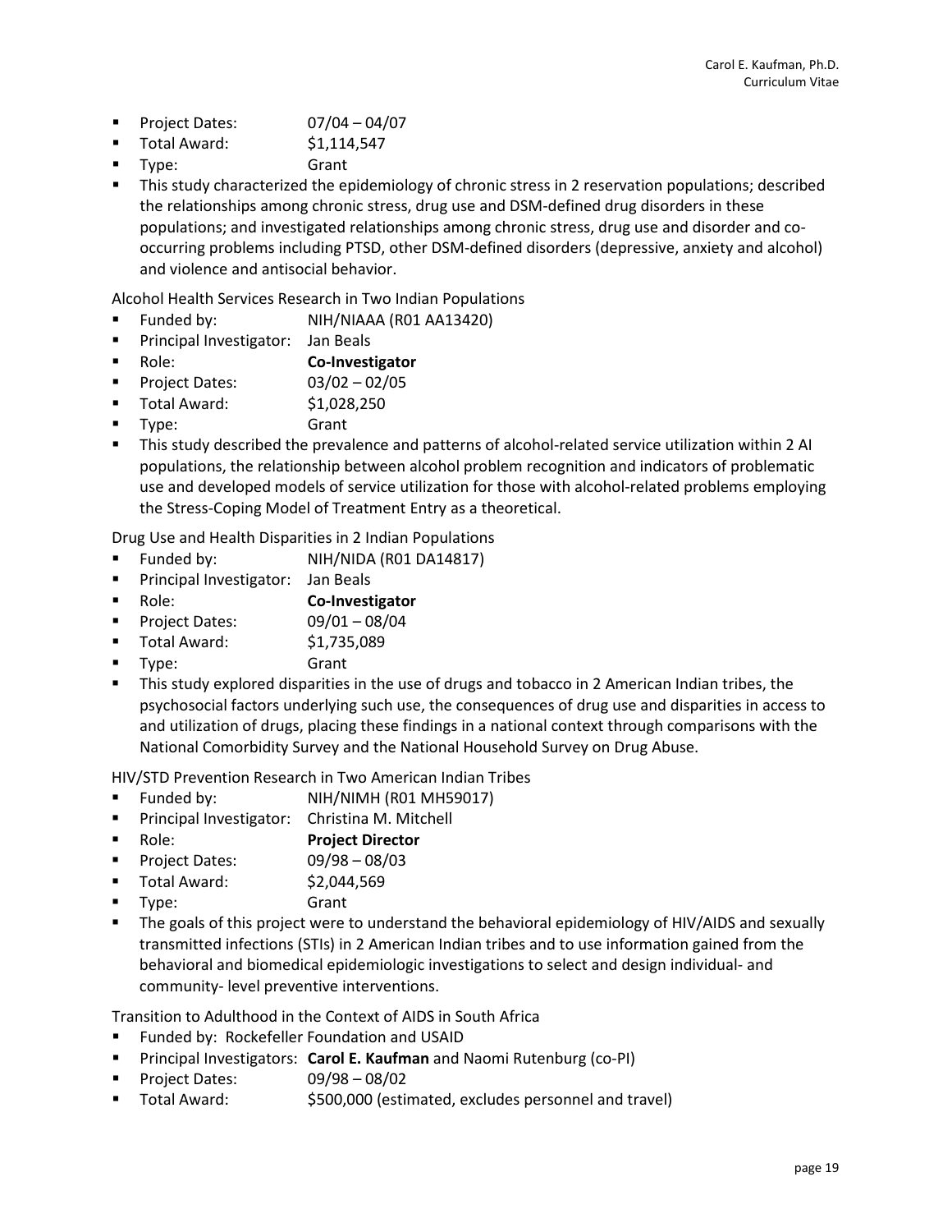- Project Dates: 07/04 – 04/07
- Total Award: $1,114,547
- Type: Grant
- This study characterized the epidemiology of chronic stress in 2 reservation populations; described the relationships among chronic stress, drug use and DSM-defined drug disorders in these populations; and investigated relationships among chronic stress, drug use and disorder and co-occurring problems including PTSD, other DSM-defined disorders (depressive, anxiety and alcohol) and violence and antisocial behavior.

Alcohol Health Services Research in Two Indian Populations

- Funded by: NIH/NIAAA (R01 AA13420)
- Principal Investigator: Jan Beals
- Role: **Co-Investigator**
- Project Dates: 03/02 – 02/05
- Total Award: $1,028,250
- Type: Grant
- This study described the prevalence and patterns of alcohol-related service utilization within 2 AI populations, the relationship between alcohol problem recognition and indicators of problematic use and developed models of service utilization for those with alcohol-related problems employing the Stress-Coping Model of Treatment Entry as a theoretical.

Drug Use and Health Disparities in 2 Indian Populations

- Funded by: NIH/NIDA (R01 DA14817)
- Principal Investigator: Jan Beals
- Role: **Co-Investigator**
- Project Dates: 09/01 – 08/04
- Total Award: $1,735,089
- Type: Grant
- This study explored disparities in the use of drugs and tobacco in 2 American Indian tribes, the psychosocial factors underlying such use, the consequences of drug use and disparities in access to and utilization of drugs, placing these findings in a national context through comparisons with the National Comorbidity Survey and the National Household Survey on Drug Abuse.

HIV/STD Prevention Research in Two American Indian Tribes

- Funded by: NIH/NIMH (R01 MH59017)
- Principal Investigator: Christina M. Mitchell
- Role: **Project Director**
- Project Dates: 09/98 – 08/03
- Total Award: $2,044,569
- Type: Grant
- The goals of this project were to understand the behavioral epidemiology of HIV/AIDS and sexually transmitted infections (STIs) in 2 American Indian tribes and to use information gained from the behavioral and biomedical epidemiologic investigations to select and design individual- and community- level preventive interventions.

Transition to Adulthood in the Context of AIDS in South Africa

- Funded by: Rockefeller Foundation and USAID
- Principal Investigators: **Carol E. Kaufman** and Naomi Rutenburg (co-PI)
- Project Dates: 09/98 – 08/02
- Total Award: $500,000 (estimated, excludes personnel and travel)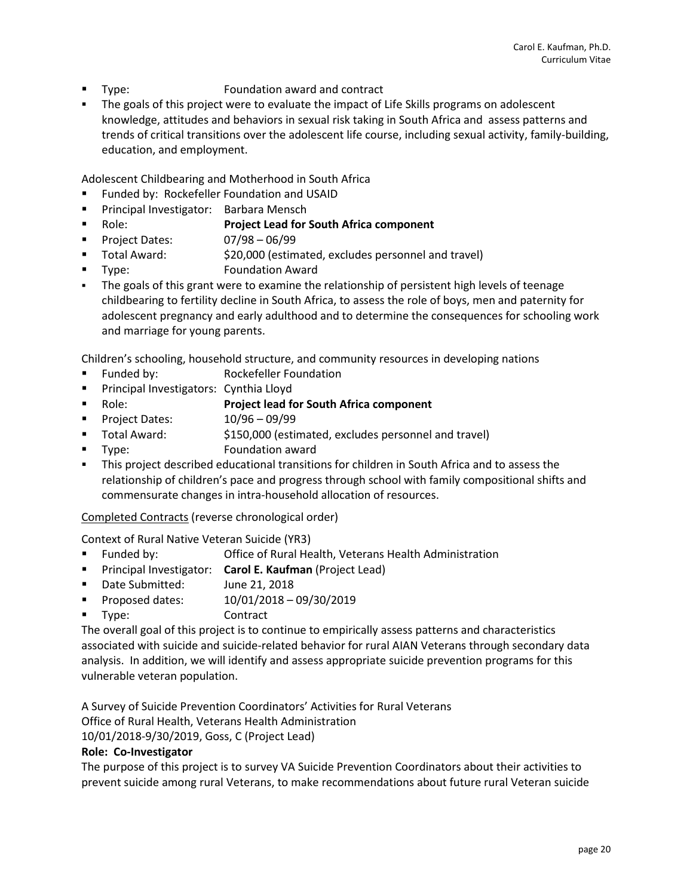- Type: Foundation award and contract
- The goals of this project were to evaluate the impact of Life Skills programs on adolescent knowledge, attitudes and behaviors in sexual risk taking in South Africa and assess patterns and trends of critical transitions over the adolescent life course, including sexual activity, family-building, education, and employment.

Adolescent Childbearing and Motherhood in South Africa

- Funded by: Rockefeller Foundation and USAID
- Principal Investigator: Barbara Mensch
- Role: **Project Lead for South Africa component**
- Project Dates: 07/98 – 06/99
- Total Award: $20,000 (estimated, excludes personnel and travel)
- Type: Foundation Award
- The goals of this grant were to examine the relationship of persistent high levels of teenage childbearing to fertility decline in South Africa, to assess the role of boys, men and paternity for adolescent pregnancy and early adulthood and to determine the consequences for schooling work and marriage for young parents.

Children's schooling, household structure, and community resources in developing nations

- Funded by: Rockefeller Foundation
- Principal Investigators: Cynthia Lloyd
- Role: **Project lead for South Africa component**
- Project Dates: 10/96 – 09/99
- Total Award: $150,000 (estimated, excludes personnel and travel)
- Type: Foundation award
- This project described educational transitions for children in South Africa and to assess the relationship of children's pace and progress through school with family compositional shifts and commensurate changes in intra-household allocation of resources.

<u>Completed Contracts</u> (reverse chronological order)

Context of Rural Native Veteran Suicide (YR3)

- Funded by: Office of Rural Health, Veterans Health Administration
- Principal Investigator: **Carol E. Kaufman** (Project Lead)
- Date Submitted: June 21, 2018
- Proposed dates: 10/01/2018 – 09/30/2019
- Type: Contract

The overall goal of this project is to continue to empirically assess patterns and characteristics associated with suicide and suicide-related behavior for rural AIAN Veterans through secondary data analysis. In addition, we will identify and assess appropriate suicide prevention programs for this vulnerable veteran population.

A Survey of Suicide Prevention Coordinators' Activities for Rural Veterans
Office of Rural Health, Veterans Health Administration
10/01/2018-9/30/2019, Goss, C (Project Lead)
**Role: Co-Investigator**
The purpose of this project is to survey VA Suicide Prevention Coordinators about their activities to prevent suicide among rural Veterans, to make recommendations about future rural Veteran suicide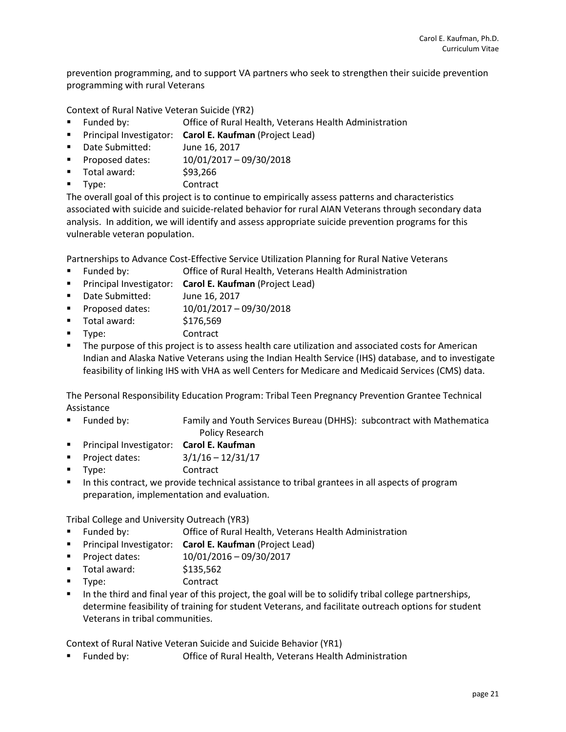prevention programming, and to support VA partners who seek to strengthen their suicide prevention programming with rural Veterans

Context of Rural Native Veteran Suicide (YR2)

- Funded by: Office of Rural Health, Veterans Health Administration
- Principal Investigator: **Carol E. Kaufman** (Project Lead)
- Date Submitted: June 16, 2017
- Proposed dates: 10/01/2017 – 09/30/2018
- Total award: $93,266
- Type: Contract

The overall goal of this project is to continue to empirically assess patterns and characteristics associated with suicide and suicide-related behavior for rural AIAN Veterans through secondary data analysis. In addition, we will identify and assess appropriate suicide prevention programs for this vulnerable veteran population.

Partnerships to Advance Cost-Effective Service Utilization Planning for Rural Native Veterans

- Funded by: Office of Rural Health, Veterans Health Administration
- Principal Investigator: **Carol E. Kaufman** (Project Lead)
- Date Submitted: June 16, 2017
- Proposed dates: 10/01/2017 – 09/30/2018
- Total award: $176,569
- Type: Contract
- The purpose of this project is to assess health care utilization and associated costs for American Indian and Alaska Native Veterans using the Indian Health Service (IHS) database, and to investigate feasibility of linking IHS with VHA as well Centers for Medicare and Medicaid Services (CMS) data.

The Personal Responsibility Education Program: Tribal Teen Pregnancy Prevention Grantee Technical Assistance

- Funded by: Family and Youth Services Bureau (DHHS): subcontract with Mathematica Policy Research
- Principal Investigator: **Carol E. Kaufman**
- Project dates: 3/1/16 – 12/31/17
- Type: Contract
- In this contract, we provide technical assistance to tribal grantees in all aspects of program preparation, implementation and evaluation.

Tribal College and University Outreach (YR3)

- Funded by: Office of Rural Health, Veterans Health Administration
- Principal Investigator: **Carol E. Kaufman** (Project Lead)
- Project dates: 10/01/2016 – 09/30/2017
- Total award: $135,562
- Type: Contract
- In the third and final year of this project, the goal will be to solidify tribal college partnerships, determine feasibility of training for student Veterans, and facilitate outreach options for student Veterans in tribal communities.

Context of Rural Native Veteran Suicide and Suicide Behavior (YR1)

- Funded by: Office of Rural Health, Veterans Health Administration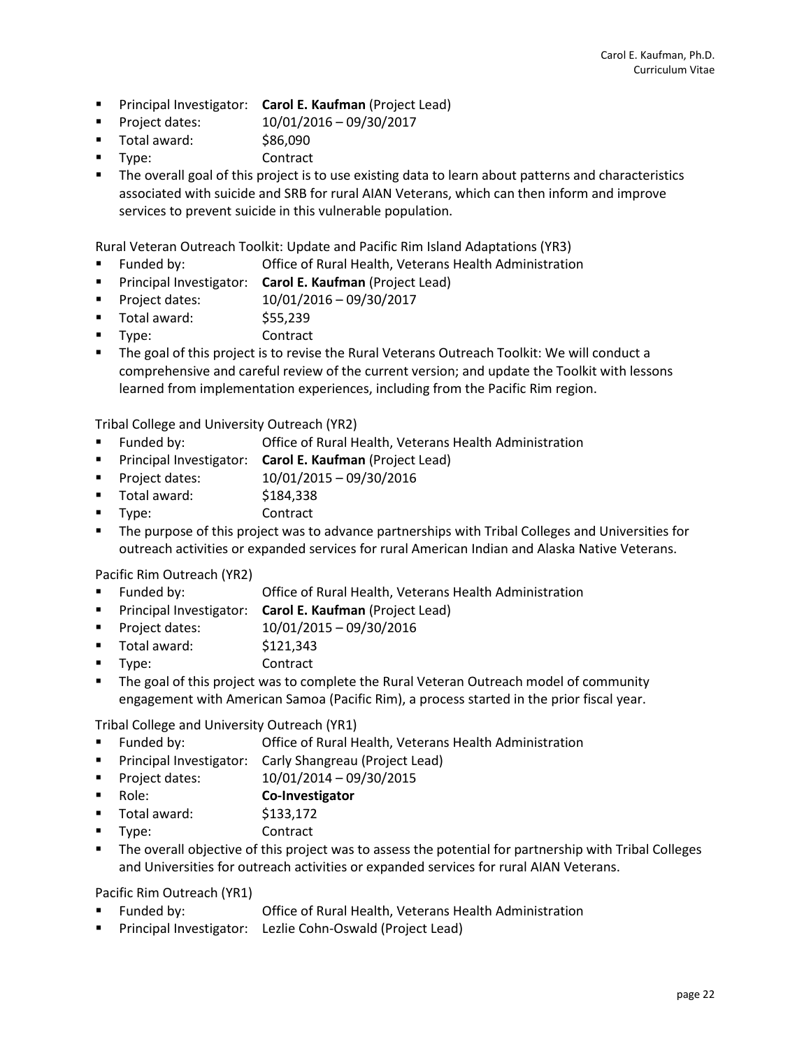- Principal Investigator: **Carol E. Kaufman** (Project Lead)
- Project dates: 10/01/2016 – 09/30/2017
- Total award: $86,090
- Type: Contract
- The overall goal of this project is to use existing data to learn about patterns and characteristics associated with suicide and SRB for rural AIAN Veterans, which can then inform and improve services to prevent suicide in this vulnerable population.

Rural Veteran Outreach Toolkit: Update and Pacific Rim Island Adaptations (YR3)

- Funded by: Office of Rural Health, Veterans Health Administration
- Principal Investigator: **Carol E. Kaufman** (Project Lead)
- Project dates: 10/01/2016 – 09/30/2017
- Total award: $55,239
- Type: Contract
- The goal of this project is to revise the Rural Veterans Outreach Toolkit: We will conduct a comprehensive and careful review of the current version; and update the Toolkit with lessons learned from implementation experiences, including from the Pacific Rim region.

Tribal College and University Outreach (YR2)

- Funded by: Office of Rural Health, Veterans Health Administration
- Principal Investigator: **Carol E. Kaufman** (Project Lead)
- Project dates: 10/01/2015 – 09/30/2016
- Total award: $184,338
- Type: Contract
- The purpose of this project was to advance partnerships with Tribal Colleges and Universities for outreach activities or expanded services for rural American Indian and Alaska Native Veterans.

Pacific Rim Outreach (YR2)

- Funded by: Office of Rural Health, Veterans Health Administration
- Principal Investigator: **Carol E. Kaufman** (Project Lead)
- Project dates: 10/01/2015 – 09/30/2016
- Total award: $121,343
- Type: Contract
- The goal of this project was to complete the Rural Veteran Outreach model of community engagement with American Samoa (Pacific Rim), a process started in the prior fiscal year.

Tribal College and University Outreach (YR1)

- Funded by: Office of Rural Health, Veterans Health Administration
- Principal Investigator: Carly Shangreau (Project Lead)
- Project dates: 10/01/2014 – 09/30/2015
- Role: **Co-Investigator**
- Total award: $133,172
- Type: Contract
- The overall objective of this project was to assess the potential for partnership with Tribal Colleges and Universities for outreach activities or expanded services for rural AIAN Veterans.

Pacific Rim Outreach (YR1)

- Funded by: Office of Rural Health, Veterans Health Administration
- Principal Investigator: Lezlie Cohn-Oswald (Project Lead)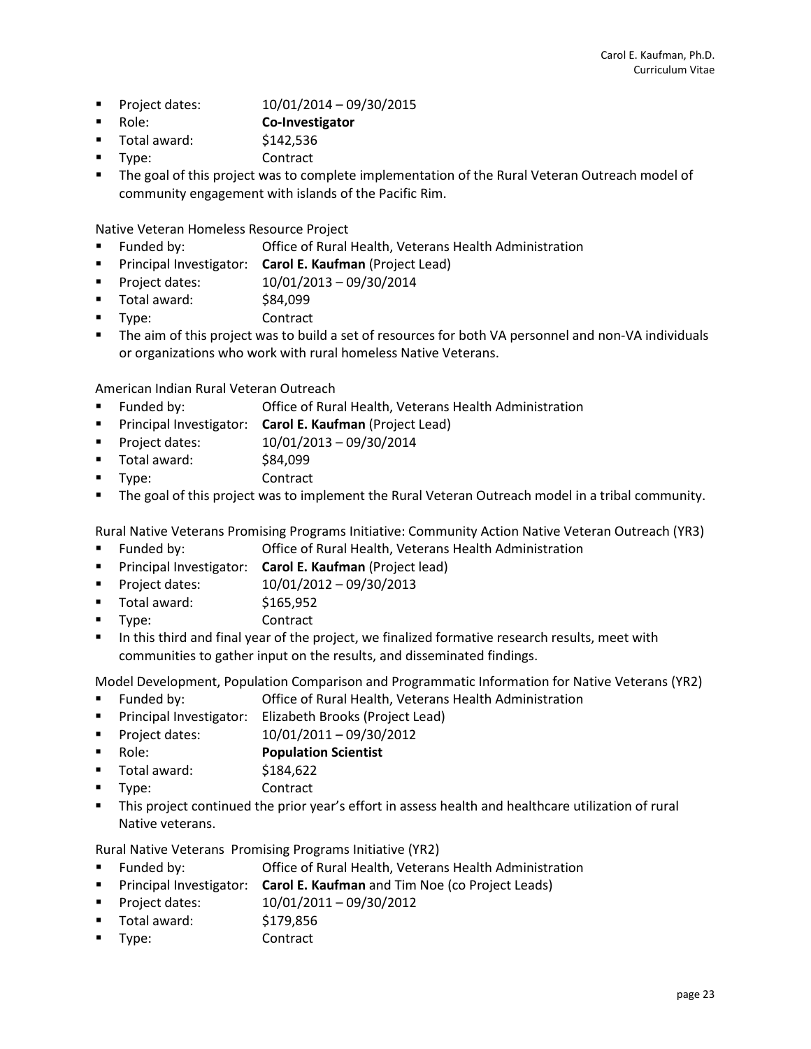- Project dates: 10/01/2014 – 09/30/2015
- Role: **Co-Investigator**
- Total award: $142,536
- Type: Contract
- The goal of this project was to complete implementation of the Rural Veteran Outreach model of community engagement with islands of the Pacific Rim.

Native Veteran Homeless Resource Project

- Funded by: Office of Rural Health, Veterans Health Administration
- Principal Investigator: **Carol E. Kaufman** (Project Lead)
- Project dates: 10/01/2013 – 09/30/2014
- Total award: $84,099
- Type: Contract
- The aim of this project was to build a set of resources for both VA personnel and non-VA individuals or organizations who work with rural homeless Native Veterans.

American Indian Rural Veteran Outreach

- Funded by: Office of Rural Health, Veterans Health Administration
- Principal Investigator: **Carol E. Kaufman** (Project Lead)
- Project dates: 10/01/2013 – 09/30/2014
- Total award: $84,099
- Type: Contract
- The goal of this project was to implement the Rural Veteran Outreach model in a tribal community.

Rural Native Veterans Promising Programs Initiative: Community Action Native Veteran Outreach (YR3)

- Funded by: Office of Rural Health, Veterans Health Administration
- Principal Investigator: **Carol E. Kaufman** (Project lead)
- Project dates: 10/01/2012 – 09/30/2013
- Total award: $165,952
- Type: Contract
- In this third and final year of the project, we finalized formative research results, meet with communities to gather input on the results, and disseminated findings.

Model Development, Population Comparison and Programmatic Information for Native Veterans (YR2)

- Funded by: Office of Rural Health, Veterans Health Administration
- Principal Investigator: Elizabeth Brooks (Project Lead)
- Project dates: 10/01/2011 – 09/30/2012
- Role: **Population Scientist**
- Total award: $184,622
- Type: Contract
- This project continued the prior year's effort in assess health and healthcare utilization of rural Native veterans.

Rural Native Veterans Promising Programs Initiative (YR2)

- Funded by: Office of Rural Health, Veterans Health Administration
- Principal Investigator: **Carol E. Kaufman** and Tim Noe (co Project Leads)
- Project dates: 10/01/2011 – 09/30/2012
- Total award: $179,856
- Type: Contract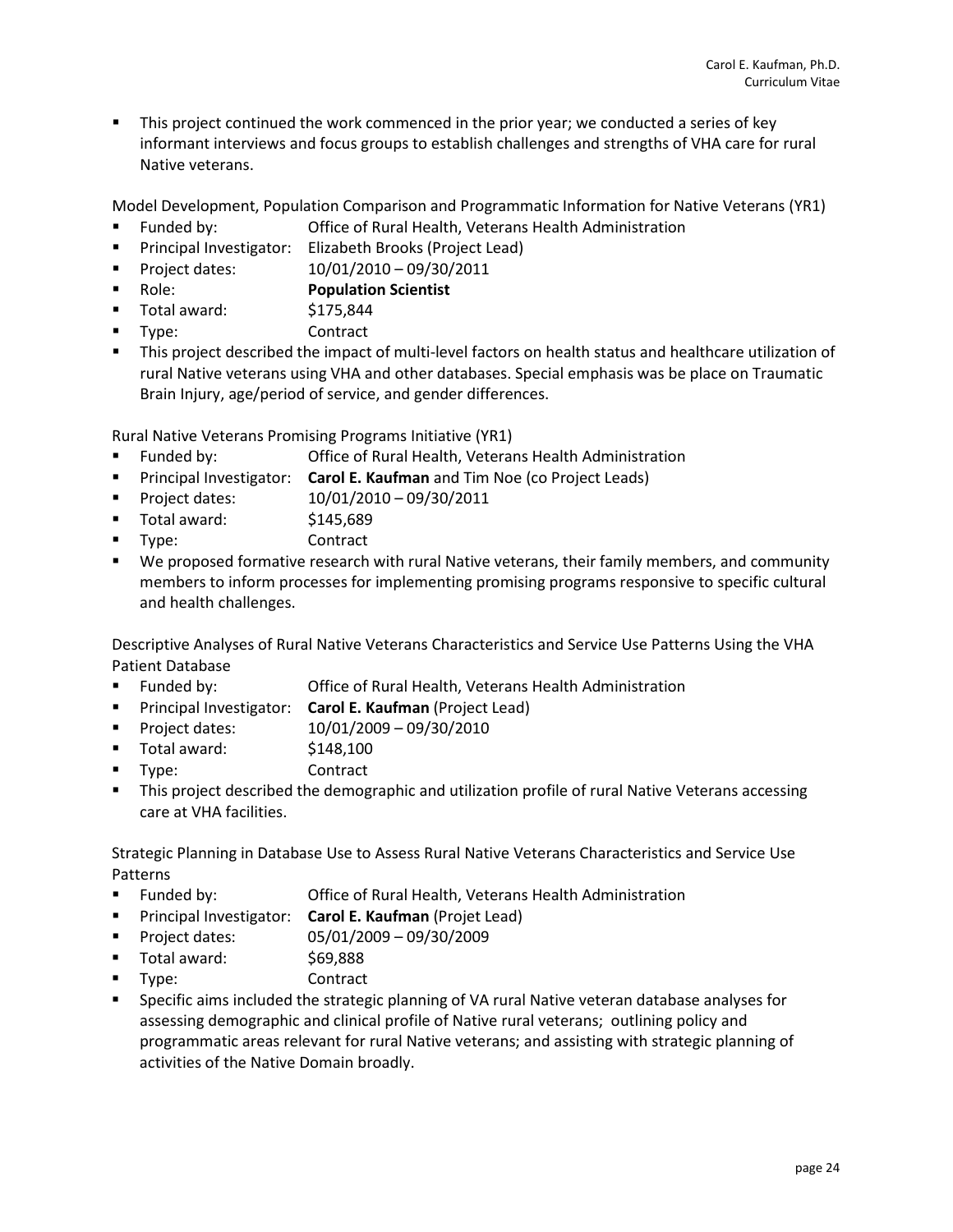- This project continued the work commenced in the prior year; we conducted a series of key informant interviews and focus groups to establish challenges and strengths of VHA care for rural Native veterans.

Model Development, Population Comparison and Programmatic Information for Native Veterans (YR1)

- Funded by: Office of Rural Health, Veterans Health Administration
- Principal Investigator: Elizabeth Brooks (Project Lead)
- Project dates: 10/01/2010 – 09/30/2011
- Role: **Population Scientist**
- Total award: $175,844
- Type: Contract
- This project described the impact of multi-level factors on health status and healthcare utilization of rural Native veterans using VHA and other databases. Special emphasis was be place on Traumatic Brain Injury, age/period of service, and gender differences.

Rural Native Veterans Promising Programs Initiative (YR1)

- Funded by: Office of Rural Health, Veterans Health Administration
- Principal Investigator: **Carol E. Kaufman** and Tim Noe (co Project Leads)
- Project dates: 10/01/2010 – 09/30/2011
- Total award: $145,689
- Type: Contract
- We proposed formative research with rural Native veterans, their family members, and community members to inform processes for implementing promising programs responsive to specific cultural and health challenges.

Descriptive Analyses of Rural Native Veterans Characteristics and Service Use Patterns Using the VHA Patient Database

- Funded by: Office of Rural Health, Veterans Health Administration
- Principal Investigator: **Carol E. Kaufman** (Project Lead)
- Project dates: 10/01/2009 – 09/30/2010
- Total award: $148,100
- Type: Contract
- This project described the demographic and utilization profile of rural Native Veterans accessing care at VHA facilities.

Strategic Planning in Database Use to Assess Rural Native Veterans Characteristics and Service Use Patterns

- Funded by: Office of Rural Health, Veterans Health Administration
- Principal Investigator: **Carol E. Kaufman** (Projet Lead)
- Project dates: 05/01/2009 – 09/30/2009
- Total award: $69,888
- Type: Contract
- Specific aims included the strategic planning of VA rural Native veteran database analyses for assessing demographic and clinical profile of Native rural veterans; outlining policy and programmatic areas relevant for rural Native veterans; and assisting with strategic planning of activities of the Native Domain broadly.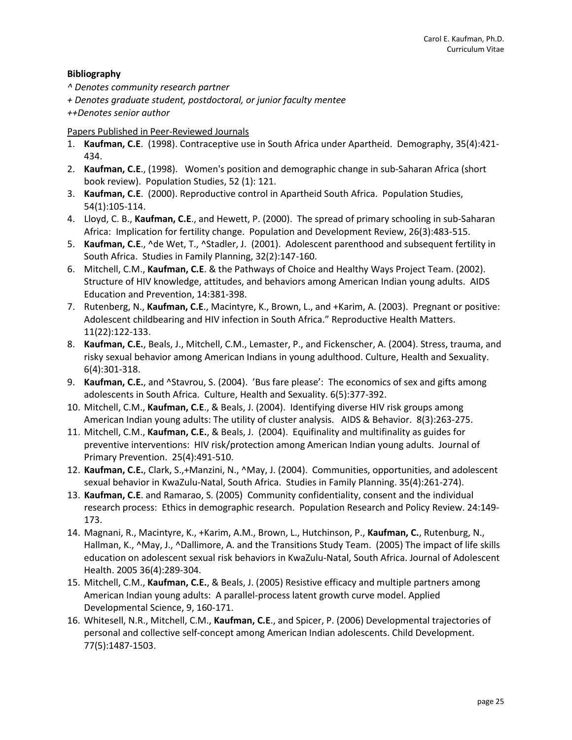**Bibliography**

*^ Denotes community research partner*

*+ Denotes graduate student, postdoctoral, or junior faculty mentee*

*++Denotes senior author*

Papers Published in Peer-Reviewed Journals

1. **Kaufman, C.E**. (1998). Contraceptive use in South Africa under Apartheid. Demography, 35(4):421-434.
2. **Kaufman, C.E**., (1998). Women's position and demographic change in sub-Saharan Africa (short book review). Population Studies, 52 (1): 121.
3. **Kaufman, C.E**. (2000). Reproductive control in Apartheid South Africa. Population Studies, 54(1):105-114.
4. Lloyd, C. B., **Kaufman, C.E**., and Hewett, P. (2000). The spread of primary schooling in sub-Saharan Africa: Implication for fertility change. Population and Development Review, 26(3):483-515.
5. **Kaufman, C.E**., ^de Wet, T., ^Stadler, J. (2001). Adolescent parenthood and subsequent fertility in South Africa. Studies in Family Planning, 32(2):147-160.
6. Mitchell, C.M., **Kaufman, C.E**. & the Pathways of Choice and Healthy Ways Project Team. (2002). Structure of HIV knowledge, attitudes, and behaviors among American Indian young adults. AIDS Education and Prevention, 14:381-398.
7. Rutenberg, N., **Kaufman, C.E**., Macintyre, K., Brown, L., and +Karim, A. (2003). Pregnant or positive: Adolescent childbearing and HIV infection in South Africa." Reproductive Health Matters. 11(22):122-133.
8. **Kaufman, C.E.**, Beals, J., Mitchell, C.M., Lemaster, P., and Fickenscher, A. (2004). Stress, trauma, and risky sexual behavior among American Indians in young adulthood. Culture, Health and Sexuality. 6(4):301-318.
9. **Kaufman, C.E.**, and ^Stavrou, S. (2004). 'Bus fare please': The economics of sex and gifts among adolescents in South Africa. Culture, Health and Sexuality. 6(5):377-392.
10. Mitchell, C.M., **Kaufman, C.E**., & Beals, J. (2004). Identifying diverse HIV risk groups among American Indian young adults: The utility of cluster analysis. AIDS & Behavior. 8(3):263-275.
11. Mitchell, C.M., **Kaufman, C.E.**, & Beals, J. (2004). Equifinality and multifinality as guides for preventive interventions: HIV risk/protection among American Indian young adults. Journal of Primary Prevention. 25(4):491-510.
12. **Kaufman, C.E.**, Clark, S.,+Manzini, N., ^May, J. (2004). Communities, opportunities, and adolescent sexual behavior in KwaZulu-Natal, South Africa. Studies in Family Planning. 35(4):261-274).
13. **Kaufman, C.E**. and Ramarao, S. (2005) Community confidentiality, consent and the individual research process: Ethics in demographic research. Population Research and Policy Review. 24:149-173.
14. Magnani, R., Macintyre, K., +Karim, A.M., Brown, L., Hutchinson, P., **Kaufman, C.**, Rutenburg, N., Hallman, K., ^May, J., ^Dallimore, A. and the Transitions Study Team. (2005) The impact of life skills education on adolescent sexual risk behaviors in KwaZulu-Natal, South Africa. Journal of Adolescent Health. 2005 36(4):289-304.
15. Mitchell, C.M., **Kaufman, C.E.**, & Beals, J. (2005) Resistive efficacy and multiple partners among American Indian young adults: A parallel-process latent growth curve model. Applied Developmental Science, 9, 160-171.
16. Whitesell, N.R., Mitchell, C.M., **Kaufman, C.E**., and Spicer, P. (2006) Developmental trajectories of personal and collective self-concept among American Indian adolescents. Child Development. 77(5):1487-1503.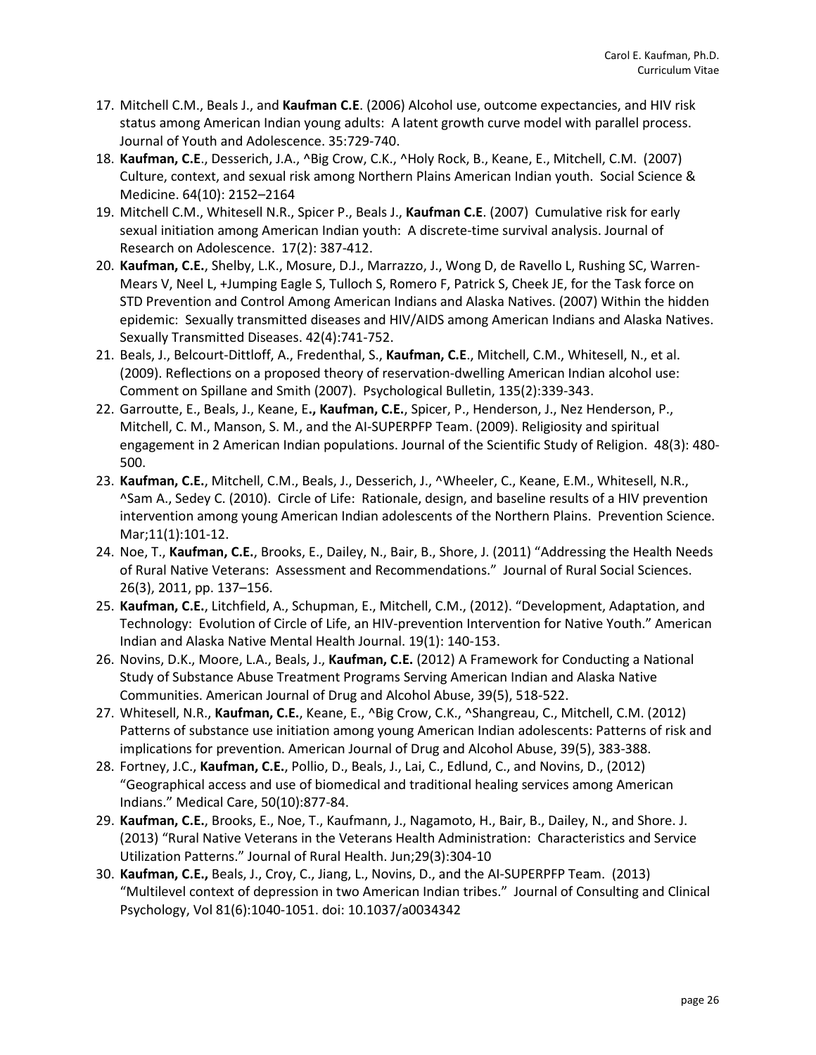17. Mitchell C.M., Beals J., and **Kaufman C.E**. (2006) Alcohol use, outcome expectancies, and HIV risk status among American Indian young adults: A latent growth curve model with parallel process. Journal of Youth and Adolescence. 35:729-740.
18. **Kaufman, C.E**., Desserich, J.A., ^Big Crow, C.K., ^Holy Rock, B., Keane, E., Mitchell, C.M. (2007) Culture, context, and sexual risk among Northern Plains American Indian youth. Social Science & Medicine. 64(10): 2152–2164
19. Mitchell C.M., Whitesell N.R., Spicer P., Beals J., **Kaufman C.E**. (2007) Cumulative risk for early sexual initiation among American Indian youth: A discrete-time survival analysis. Journal of Research on Adolescence. 17(2): 387-412.
20. **Kaufman, C.E.**, Shelby, L.K., Mosure, D.J., Marrazzo, J., Wong D, de Ravello L, Rushing SC, Warren-Mears V, Neel L, +Jumping Eagle S, Tulloch S, Romero F, Patrick S, Cheek JE, for the Task force on STD Prevention and Control Among American Indians and Alaska Natives. (2007) Within the hidden epidemic: Sexually transmitted diseases and HIV/AIDS among American Indians and Alaska Natives. Sexually Transmitted Diseases. 42(4):741-752.
21. Beals, J., Belcourt-Dittloff, A., Fredenthal, S., **Kaufman, C.E**., Mitchell, C.M., Whitesell, N., et al. (2009). Reflections on a proposed theory of reservation-dwelling American Indian alcohol use: Comment on Spillane and Smith (2007). Psychological Bulletin, 135(2):339-343.
22. Garroutte, E., Beals, J., Keane, E**., Kaufman, C.E.**, Spicer, P., Henderson, J., Nez Henderson, P., Mitchell, C. M., Manson, S. M., and the AI-SUPERPFP Team. (2009). Religiosity and spiritual engagement in 2 American Indian populations. Journal of the Scientific Study of Religion. 48(3): 480-500.
23. **Kaufman, C.E.**, Mitchell, C.M., Beals, J., Desserich, J., ^Wheeler, C., Keane, E.M., Whitesell, N.R., ^Sam A., Sedey C. (2010). Circle of Life: Rationale, design, and baseline results of a HIV prevention intervention among young American Indian adolescents of the Northern Plains. Prevention Science. Mar;11(1):101-12.
24. Noe, T., **Kaufman, C.E.**, Brooks, E., Dailey, N., Bair, B., Shore, J. (2011) "Addressing the Health Needs of Rural Native Veterans: Assessment and Recommendations." Journal of Rural Social Sciences. 26(3), 2011, pp. 137–156.
25. **Kaufman, C.E.**, Litchfield, A., Schupman, E., Mitchell, C.M., (2012). "Development, Adaptation, and Technology: Evolution of Circle of Life, an HIV-prevention Intervention for Native Youth." American Indian and Alaska Native Mental Health Journal. 19(1): 140-153.
26. Novins, D.K., Moore, L.A., Beals, J., **Kaufman, C.E.** (2012) A Framework for Conducting a National Study of Substance Abuse Treatment Programs Serving American Indian and Alaska Native Communities. American Journal of Drug and Alcohol Abuse, 39(5), 518-522.
27. Whitesell, N.R., **Kaufman, C.E.**, Keane, E., ^Big Crow, C.K., ^Shangreau, C., Mitchell, C.M. (2012) Patterns of substance use initiation among young American Indian adolescents: Patterns of risk and implications for prevention. American Journal of Drug and Alcohol Abuse, 39(5), 383-388.
28. Fortney, J.C., **Kaufman, C.E.**, Pollio, D., Beals, J., Lai, C., Edlund, C., and Novins, D., (2012) "Geographical access and use of biomedical and traditional healing services among American Indians." Medical Care, 50(10):877-84.
29. **Kaufman, C.E.**, Brooks, E., Noe, T., Kaufmann, J., Nagamoto, H., Bair, B., Dailey, N., and Shore. J. (2013) "Rural Native Veterans in the Veterans Health Administration: Characteristics and Service Utilization Patterns." Journal of Rural Health. Jun;29(3):304-10
30. **Kaufman, C.E.,** Beals, J., Croy, C., Jiang, L., Novins, D., and the AI-SUPERPFP Team. (2013) "Multilevel context of depression in two American Indian tribes." Journal of Consulting and Clinical Psychology, Vol 81(6):1040-1051. doi: 10.1037/a0034342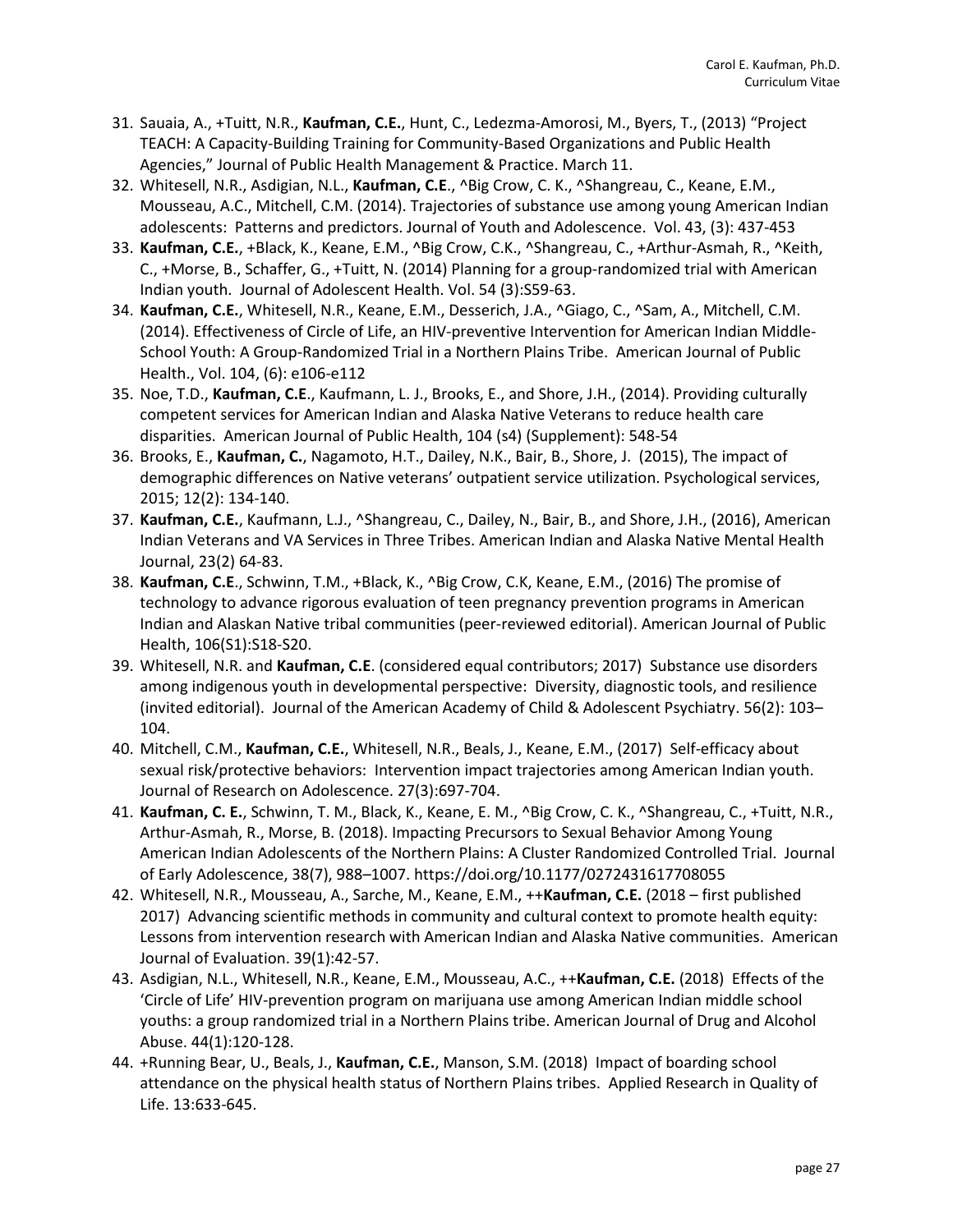31. Sauaia, A., +Tuitt, N.R., **Kaufman, C.E.**, Hunt, C., Ledezma-Amorosi, M., Byers, T., (2013) "Project TEACH: A Capacity-Building Training for Community-Based Organizations and Public Health Agencies," Journal of Public Health Management & Practice. March 11.
32. Whitesell, N.R., Asdigian, N.L., **Kaufman, C.E**., ^Big Crow, C. K., ^Shangreau, C., Keane, E.M., Mousseau, A.C., Mitchell, C.M. (2014). Trajectories of substance use among young American Indian adolescents: Patterns and predictors. Journal of Youth and Adolescence. Vol. 43, (3): 437-453
33. **Kaufman, C.E.**, +Black, K., Keane, E.M., ^Big Crow, C.K., ^Shangreau, C., +Arthur-Asmah, R., ^Keith, C., +Morse, B., Schaffer, G., +Tuitt, N. (2014) Planning for a group-randomized trial with American Indian youth. Journal of Adolescent Health. Vol. 54 (3):S59-63.
34. **Kaufman, C.E.**, Whitesell, N.R., Keane, E.M., Desserich, J.A., ^Giago, C., ^Sam, A., Mitchell, C.M. (2014). Effectiveness of Circle of Life, an HIV-preventive Intervention for American Indian Middle-School Youth: A Group-Randomized Trial in a Northern Plains Tribe. American Journal of Public Health., Vol. 104, (6): e106-e112
35. Noe, T.D., **Kaufman, C.E**., Kaufmann, L. J., Brooks, E., and Shore, J.H., (2014). Providing culturally competent services for American Indian and Alaska Native Veterans to reduce health care disparities. American Journal of Public Health, 104 (s4) (Supplement): 548-54
36. Brooks, E., **Kaufman, C.**, Nagamoto, H.T., Dailey, N.K., Bair, B., Shore, J. (2015), The impact of demographic differences on Native veterans' outpatient service utilization. Psychological services, 2015; 12(2): 134-140.
37. **Kaufman, C.E.**, Kaufmann, L.J., ^Shangreau, C., Dailey, N., Bair, B., and Shore, J.H., (2016), American Indian Veterans and VA Services in Three Tribes. American Indian and Alaska Native Mental Health Journal, 23(2) 64-83.
38. **Kaufman, C.E**., Schwinn, T.M., +Black, K., ^Big Crow, C.K, Keane, E.M., (2016) The promise of technology to advance rigorous evaluation of teen pregnancy prevention programs in American Indian and Alaskan Native tribal communities (peer-reviewed editorial). American Journal of Public Health, 106(S1):S18-S20.
39. Whitesell, N.R. and **Kaufman, C.E**. (considered equal contributors; 2017) Substance use disorders among indigenous youth in developmental perspective: Diversity, diagnostic tools, and resilience (invited editorial). Journal of the American Academy of Child & Adolescent Psychiatry. 56(2): 103–104.
40. Mitchell, C.M., **Kaufman, C.E.**, Whitesell, N.R., Beals, J., Keane, E.M., (2017) Self-efficacy about sexual risk/protective behaviors: Intervention impact trajectories among American Indian youth. Journal of Research on Adolescence. 27(3):697-704.
41. **Kaufman, C. E.**, Schwinn, T. M., Black, K., Keane, E. M., ^Big Crow, C. K., ^Shangreau, C., +Tuitt, N.R., Arthur-Asmah, R., Morse, B. (2018). Impacting Precursors to Sexual Behavior Among Young American Indian Adolescents of the Northern Plains: A Cluster Randomized Controlled Trial. Journal of Early Adolescence, 38(7), 988–1007. https://doi.org/10.1177/0272431617708055
42. Whitesell, N.R., Mousseau, A., Sarche, M., Keane, E.M., ++**Kaufman, C.E.** (2018 – first published 2017) Advancing scientific methods in community and cultural context to promote health equity: Lessons from intervention research with American Indian and Alaska Native communities. American Journal of Evaluation. 39(1):42-57.
43. Asdigian, N.L., Whitesell, N.R., Keane, E.M., Mousseau, A.C., ++**Kaufman, C.E.** (2018) Effects of the 'Circle of Life' HIV-prevention program on marijuana use among American Indian middle school youths: a group randomized trial in a Northern Plains tribe. American Journal of Drug and Alcohol Abuse. 44(1):120-128.
44. +Running Bear, U., Beals, J., **Kaufman, C.E.**, Manson, S.M. (2018) Impact of boarding school attendance on the physical health status of Northern Plains tribes. Applied Research in Quality of Life. 13:633-645.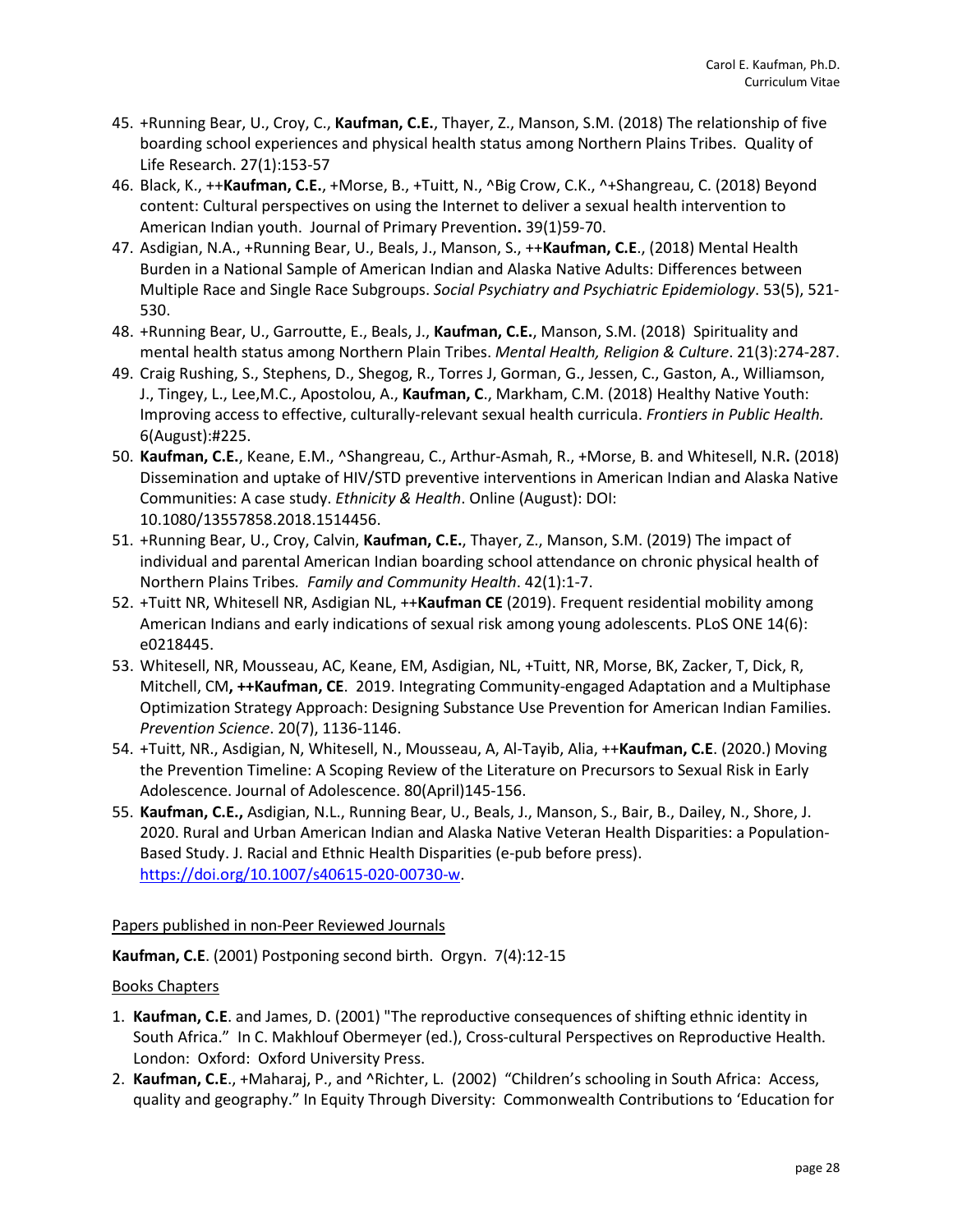45. +Running Bear, U., Croy, C., **Kaufman, C.E.**, Thayer, Z., Manson, S.M. (2018) The relationship of five boarding school experiences and physical health status among Northern Plains Tribes. Quality of Life Research. 27(1):153-57
46. Black, K., ++**Kaufman, C.E.**, +Morse, B., +Tuitt, N., ^Big Crow, C.K., ^+Shangreau, C. (2018) Beyond content: Cultural perspectives on using the Internet to deliver a sexual health intervention to American Indian youth. Journal of Primary Prevention**.** 39(1)59-70.
47. Asdigian, N.A., +Running Bear, U., Beals, J., Manson, S., ++**Kaufman, C.E**., (2018) Mental Health Burden in a National Sample of American Indian and Alaska Native Adults: Differences between Multiple Race and Single Race Subgroups. *Social Psychiatry and Psychiatric Epidemiology*. 53(5), 521-530.
48. +Running Bear, U., Garroutte, E., Beals, J., **Kaufman, C.E.**, Manson, S.M. (2018) Spirituality and mental health status among Northern Plain Tribes. *Mental Health, Religion & Culture*. 21(3):274-287.
49. Craig Rushing, S., Stephens, D., Shegog, R., Torres J, Gorman, G., Jessen, C., Gaston, A., Williamson, J., Tingey, L., Lee,M.C., Apostolou, A., **Kaufman, C**., Markham, C.M. (2018) Healthy Native Youth: Improving access to effective, culturally-relevant sexual health curricula. *Frontiers in Public Health.* 6(August):#225.
50. **Kaufman, C.E.**, Keane, E.M., ^Shangreau, C., Arthur-Asmah, R., +Morse, B. and Whitesell, N.R**.** (2018) Dissemination and uptake of HIV/STD preventive interventions in American Indian and Alaska Native Communities: A case study. *Ethnicity & Health*. Online (August): DOI: 10.1080/13557858.2018.1514456.
51. +Running Bear, U., Croy, Calvin, **Kaufman, C.E.**, Thayer, Z., Manson, S.M. (2019) The impact of individual and parental American Indian boarding school attendance on chronic physical health of Northern Plains Tribes*. Family and Community Health*. 42(1):1-7.
52. +Tuitt NR, Whitesell NR, Asdigian NL, ++**Kaufman CE** (2019). Frequent residential mobility among American Indians and early indications of sexual risk among young adolescents. PLoS ONE 14(6): e0218445.
53. Whitesell, NR, Mousseau, AC, Keane, EM, Asdigian, NL, +Tuitt, NR, Morse, BK, Zacker, T, Dick, R, Mitchell, CM**, ++Kaufman, CE**. 2019. Integrating Community-engaged Adaptation and a Multiphase Optimization Strategy Approach: Designing Substance Use Prevention for American Indian Families. *Prevention Science*. 20(7), 1136-1146.
54. +Tuitt, NR., Asdigian, N, Whitesell, N., Mousseau, A, Al-Tayib, Alia, ++**Kaufman, C.E**. (2020.) Moving the Prevention Timeline: A Scoping Review of the Literature on Precursors to Sexual Risk in Early Adolescence. Journal of Adolescence. 80(April)145-156.
55. **Kaufman, C.E.,** Asdigian, N.L., Running Bear, U., Beals, J., Manson, S., Bair, B., Dailey, N., Shore, J. 2020. Rural and Urban American Indian and Alaska Native Veteran Health Disparities: a Population-Based Study. J. Racial and Ethnic Health Disparities (e-pub before press). https://doi.org/10.1007/s40615-020-00730-w.

Papers published in non-Peer Reviewed Journals

**Kaufman, C.E**. (2001) Postponing second birth. Orgyn. 7(4):12-15

Books Chapters

1. **Kaufman, C.E**. and James, D. (2001) "The reproductive consequences of shifting ethnic identity in South Africa." In C. Makhlouf Obermeyer (ed.), Cross-cultural Perspectives on Reproductive Health. London: Oxford: Oxford University Press.
2. **Kaufman, C.E**., +Maharaj, P., and ^Richter, L. (2002) "Children's schooling in South Africa: Access, quality and geography." In Equity Through Diversity: Commonwealth Contributions to 'Education for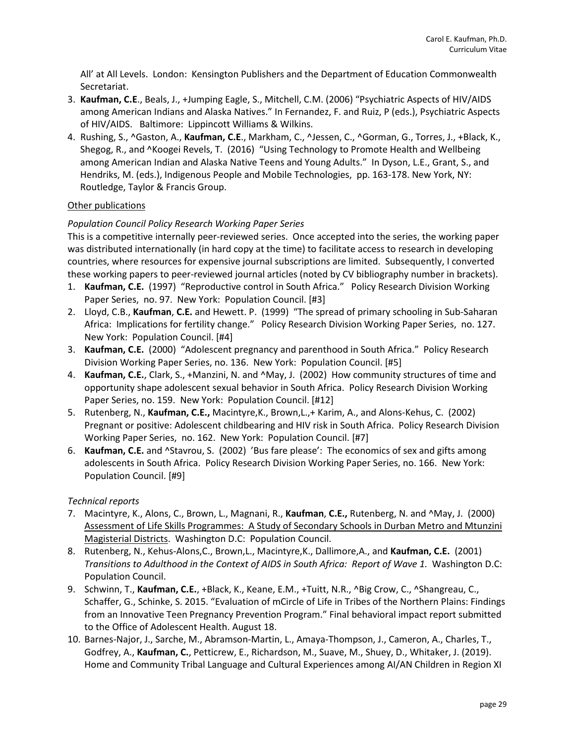All' at All Levels. London: Kensington Publishers and the Department of Education Commonwealth Secretariat.

3. **Kaufman, C.E**., Beals, J., +Jumping Eagle, S., Mitchell, C.M. (2006) "Psychiatric Aspects of HIV/AIDS among American Indians and Alaska Natives." In Fernandez, F. and Ruiz, P (eds.), Psychiatric Aspects of HIV/AIDS. Baltimore: Lippincott Williams & Wilkins.
4. Rushing, S., ^Gaston, A., **Kaufman, C.E**., Markham, C., ^Jessen, C., ^Gorman, G., Torres, J., +Black, K., Shegog, R., and ^Koogei Revels, T. (2016) "Using Technology to Promote Health and Wellbeing among American Indian and Alaska Native Teens and Young Adults." In Dyson, L.E., Grant, S., and Hendriks, M. (eds.), Indigenous People and Mobile Technologies, pp. 163-178. New York, NY: Routledge, Taylor & Francis Group.

<u>Other publications</u>

*Population Council Policy Research Working Paper Series*

This is a competitive internally peer-reviewed series. Once accepted into the series, the working paper was distributed internationally (in hard copy at the time) to facilitate access to research in developing countries, where resources for expensive journal subscriptions are limited. Subsequently, I converted these working papers to peer-reviewed journal articles (noted by CV bibliography number in brackets).

1. **Kaufman, C.E.** (1997) "Reproductive control in South Africa." Policy Research Division Working Paper Series, no. 97. New York: Population Council. [#3]
2. Lloyd, C.B., **Kaufman**, **C.E.** and Hewett. P. (1999) "The spread of primary schooling in Sub-Saharan Africa: Implications for fertility change." Policy Research Division Working Paper Series, no. 127. New York: Population Council. [#4]
3. **Kaufman, C.E.** (2000) "Adolescent pregnancy and parenthood in South Africa." Policy Research Division Working Paper Series, no. 136. New York: Population Council. [#5]
4. **Kaufman, C.E.**, Clark, S., +Manzini, N. and ^May, J. (2002) How community structures of time and opportunity shape adolescent sexual behavior in South Africa. Policy Research Division Working Paper Series, no. 159. New York: Population Council. [#12]
5. Rutenberg, N., **Kaufman, C.E.,** Macintyre,K., Brown,L.,+ Karim, A., and Alons-Kehus, C. (2002) Pregnant or positive: Adolescent childbearing and HIV risk in South Africa. Policy Research Division Working Paper Series, no. 162. New York: Population Council. [#7]
6. **Kaufman, C.E.** and ^Stavrou, S. (2002) 'Bus fare please': The economics of sex and gifts among adolescents in South Africa. Policy Research Division Working Paper Series, no. 166. New York: Population Council. [#9]

*Technical reports*

7. Macintyre, K., Alons, C., Brown, L., Magnani, R., **Kaufman**, **C.E.,** Rutenberg, N. and ^May, J. (2000) <u>Assessment of Life Skills Programmes: A Study of Secondary Schools in Durban Metro and Mtunzini Magisterial Districts</u>. Washington D.C: Population Council.
8. Rutenberg, N., Kehus-Alons,C., Brown,L., Macintyre,K., Dallimore,A., and **Kaufman, C.E.** (2001) *Transitions to Adulthood in the Context of AIDS in South Africa: Report of Wave 1.* Washington D.C: Population Council.
9. Schwinn, T., **Kaufman, C.E.**, +Black, K., Keane, E.M., +Tuitt, N.R., ^Big Crow, C., ^Shangreau, C., Schaffer, G., Schinke, S. 2015. "Evaluation of mCircle of Life in Tribes of the Northern Plains: Findings from an Innovative Teen Pregnancy Prevention Program." Final behavioral impact report submitted to the Office of Adolescent Health. August 18.
10. Barnes-Najor, J., Sarche, M., Abramson-Martin, L., Amaya-Thompson, J., Cameron, A., Charles, T., Godfrey, A., **Kaufman, C.**, Petticrew, E., Richardson, M., Suave, M., Shuey, D., Whitaker, J. (2019). Home and Community Tribal Language and Cultural Experiences among AI/AN Children in Region XI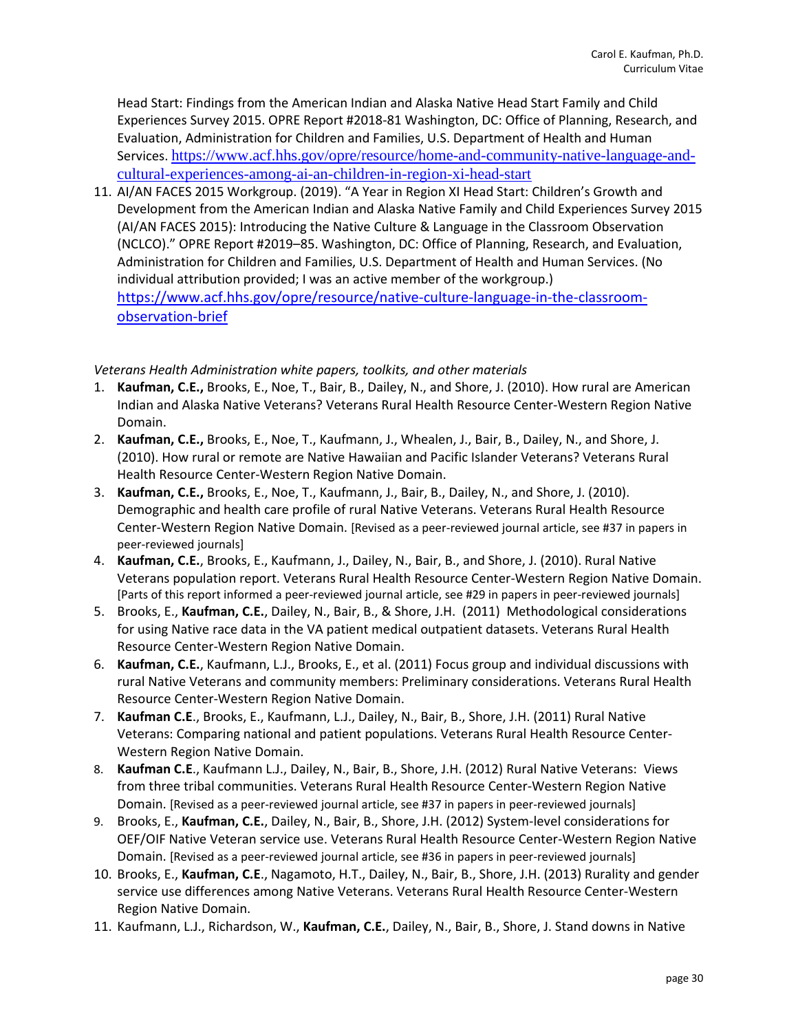Head Start: Findings from the American Indian and Alaska Native Head Start Family and Child Experiences Survey 2015. OPRE Report #2018-81 Washington, DC: Office of Planning, Research, and Evaluation, Administration for Children and Families, U.S. Department of Health and Human Services. https://www.acf.hhs.gov/opre/resource/home-and-community-native-language-and-cultural-experiences-among-ai-an-children-in-region-xi-head-start

11. AI/AN FACES 2015 Workgroup. (2019). "A Year in Region XI Head Start: Children's Growth and Development from the American Indian and Alaska Native Family and Child Experiences Survey 2015 (AI/AN FACES 2015): Introducing the Native Culture & Language in the Classroom Observation (NCLCO)." OPRE Report #2019–85. Washington, DC: Office of Planning, Research, and Evaluation, Administration for Children and Families, U.S. Department of Health and Human Services. (No individual attribution provided; I was an active member of the workgroup.) https://www.acf.hhs.gov/opre/resource/native-culture-language-in-the-classroom-observation-brief

*Veterans Health Administration white papers, toolkits, and other materials*

1. **Kaufman, C.E.,** Brooks, E., Noe, T., Bair, B., Dailey, N., and Shore, J. (2010). How rural are American Indian and Alaska Native Veterans? Veterans Rural Health Resource Center-Western Region Native Domain.
2. **Kaufman, C.E.,** Brooks, E., Noe, T., Kaufmann, J., Whealen, J., Bair, B., Dailey, N., and Shore, J. (2010). How rural or remote are Native Hawaiian and Pacific Islander Veterans? Veterans Rural Health Resource Center-Western Region Native Domain.
3. **Kaufman, C.E.,** Brooks, E., Noe, T., Kaufmann, J., Bair, B., Dailey, N., and Shore, J. (2010). Demographic and health care profile of rural Native Veterans. Veterans Rural Health Resource Center-Western Region Native Domain. [Revised as a peer-reviewed journal article, see #37 in papers in peer-reviewed journals]
4. **Kaufman, C.E.,** Brooks, E., Kaufmann, J., Dailey, N., Bair, B., and Shore, J. (2010). Rural Native Veterans population report. Veterans Rural Health Resource Center-Western Region Native Domain. [Parts of this report informed a peer-reviewed journal article, see #29 in papers in peer-reviewed journals]
5. Brooks, E., **Kaufman, C.E.**, Dailey, N., Bair, B., & Shore, J.H. (2011) Methodological considerations for using Native race data in the VA patient medical outpatient datasets. Veterans Rural Health Resource Center-Western Region Native Domain.
6. **Kaufman, C.E.**, Kaufmann, L.J., Brooks, E., et al. (2011) Focus group and individual discussions with rural Native Veterans and community members: Preliminary considerations. Veterans Rural Health Resource Center-Western Region Native Domain.
7. **Kaufman C.E**., Brooks, E., Kaufmann, L.J., Dailey, N., Bair, B., Shore, J.H. (2011) Rural Native Veterans: Comparing national and patient populations. Veterans Rural Health Resource Center-Western Region Native Domain.
8. **Kaufman C.E**., Kaufmann L.J., Dailey, N., Bair, B., Shore, J.H. (2012) Rural Native Veterans: Views from three tribal communities. Veterans Rural Health Resource Center-Western Region Native Domain. [Revised as a peer-reviewed journal article, see #37 in papers in peer-reviewed journals]
9. Brooks, E., **Kaufman, C.E.**, Dailey, N., Bair, B., Shore, J.H. (2012) System-level considerations for OEF/OIF Native Veteran service use. Veterans Rural Health Resource Center-Western Region Native Domain. [Revised as a peer-reviewed journal article, see #36 in papers in peer-reviewed journals]
10. Brooks, E., **Kaufman, C.E**., Nagamoto, H.T., Dailey, N., Bair, B., Shore, J.H. (2013) Rurality and gender service use differences among Native Veterans. Veterans Rural Health Resource Center-Western Region Native Domain.
11. Kaufmann, L.J., Richardson, W., **Kaufman, C.E.**, Dailey, N., Bair, B., Shore, J. Stand downs in Native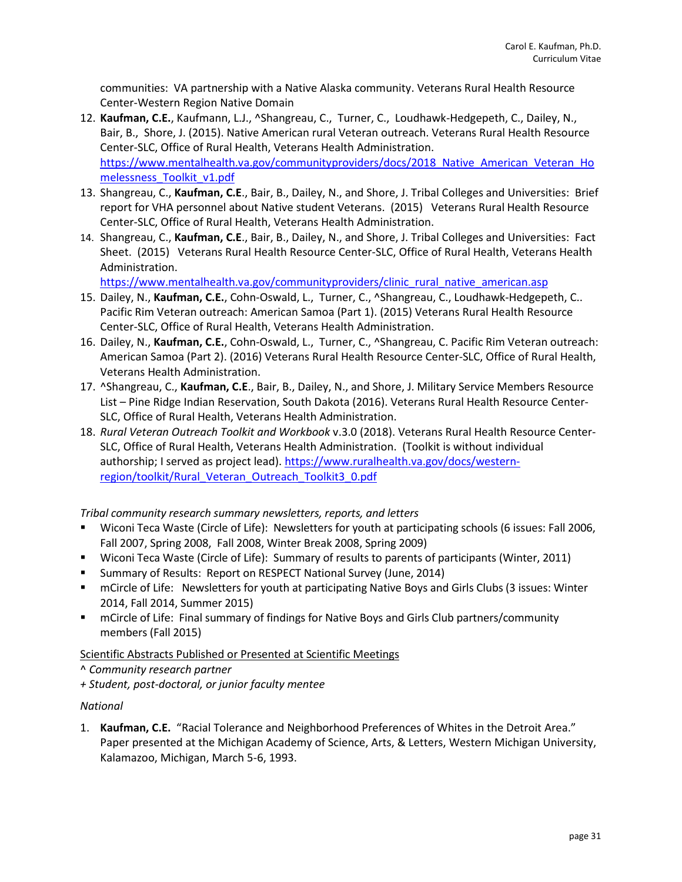communities: VA partnership with a Native Alaska community. Veterans Rural Health Resource Center-Western Region Native Domain

12. **Kaufman, C.E.**, Kaufmann, L.J., ^Shangreau, C., Turner, C., Loudhawk-Hedgepeth, C., Dailey, N., Bair, B., Shore, J. (2015). Native American rural Veteran outreach. Veterans Rural Health Resource Center-SLC, Office of Rural Health, Veterans Health Administration. https://www.mentalhealth.va.gov/communityproviders/docs/2018_Native_American_Veteran_Homelessness_Toolkit_v1.pdf
13. Shangreau, C., **Kaufman, C.E**., Bair, B., Dailey, N., and Shore, J. Tribal Colleges and Universities: Brief report for VHA personnel about Native student Veterans. (2015) Veterans Rural Health Resource Center-SLC, Office of Rural Health, Veterans Health Administration.
14. Shangreau, C., **Kaufman, C.E**., Bair, B., Dailey, N., and Shore, J. Tribal Colleges and Universities: Fact Sheet. (2015) Veterans Rural Health Resource Center-SLC, Office of Rural Health, Veterans Health Administration. https://www.mentalhealth.va.gov/communityproviders/clinic_rural_native_american.asp
15. Dailey, N., **Kaufman, C.E.**, Cohn-Oswald, L., Turner, C., ^Shangreau, C., Loudhawk-Hedgepeth, C.. Pacific Rim Veteran outreach: American Samoa (Part 1). (2015) Veterans Rural Health Resource Center-SLC, Office of Rural Health, Veterans Health Administration.
16. Dailey, N., **Kaufman, C.E.**, Cohn-Oswald, L., Turner, C., ^Shangreau, C. Pacific Rim Veteran outreach: American Samoa (Part 2). (2016) Veterans Rural Health Resource Center-SLC, Office of Rural Health, Veterans Health Administration.
17. ^Shangreau, C., **Kaufman, C.E**., Bair, B., Dailey, N., and Shore, J. Military Service Members Resource List – Pine Ridge Indian Reservation, South Dakota (2016). Veterans Rural Health Resource Center-SLC, Office of Rural Health, Veterans Health Administration.
18. *Rural Veteran Outreach Toolkit and Workbook* v.3.0 (2018). Veterans Rural Health Resource Center-SLC, Office of Rural Health, Veterans Health Administration. (Toolkit is without individual authorship; I served as project lead). https://www.ruralhealth.va.gov/docs/western-region/toolkit/Rural_Veteran_Outreach_Toolkit3_0.pdf

*Tribal community research summary newsletters, reports, and letters*

- Wiconi Teca Waste (Circle of Life): Newsletters for youth at participating schools (6 issues: Fall 2006, Fall 2007, Spring 2008, Fall 2008, Winter Break 2008, Spring 2009)
- Wiconi Teca Waste (Circle of Life): Summary of results to parents of participants (Winter, 2011)
- Summary of Results: Report on RESPECT National Survey (June, 2014)
- mCircle of Life: Newsletters for youth at participating Native Boys and Girls Clubs (3 issues: Winter 2014, Fall 2014, Summer 2015)
- mCircle of Life: Final summary of findings for Native Boys and Girls Club partners/community members (Fall 2015)

<u>Scientific Abstracts Published or Presented at Scientific Meetings</u>

*^ Community research partner*
*+ Student, post-doctoral, or junior faculty mentee*

*National*

1. **Kaufman, C.E.** "Racial Tolerance and Neighborhood Preferences of Whites in the Detroit Area." Paper presented at the Michigan Academy of Science, Arts, & Letters, Western Michigan University, Kalamazoo, Michigan, March 5-6, 1993.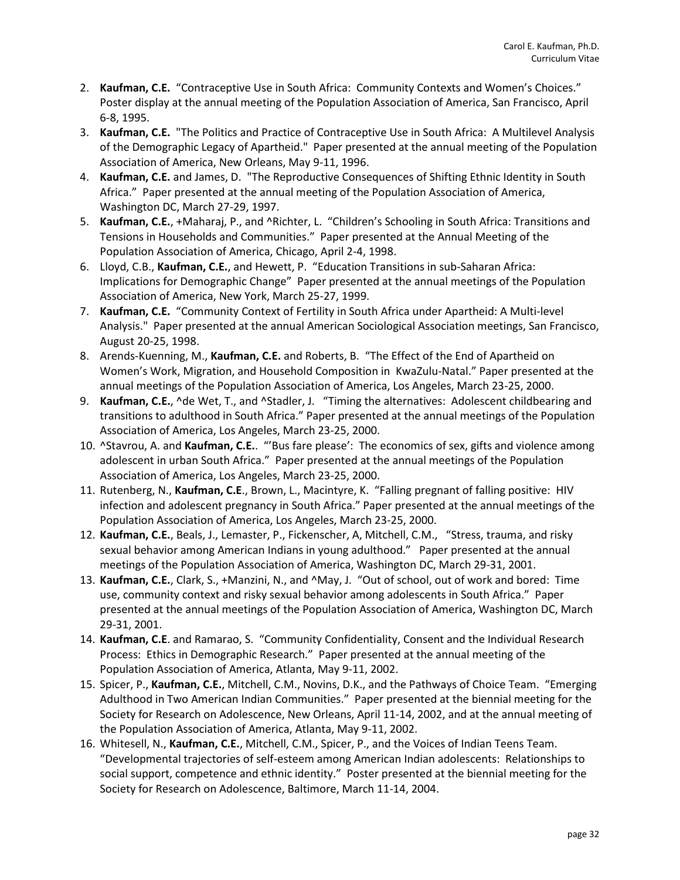2. **Kaufman, C.E.** “Contraceptive Use in South Africa: Community Contexts and Women’s Choices.” Poster display at the annual meeting of the Population Association of America, San Francisco, April 6-8, 1995.
3. **Kaufman, C.E.** "The Politics and Practice of Contraceptive Use in South Africa: A Multilevel Analysis of the Demographic Legacy of Apartheid." Paper presented at the annual meeting of the Population Association of America, New Orleans, May 9-11, 1996.
4. **Kaufman, C.E.** and James, D. "The Reproductive Consequences of Shifting Ethnic Identity in South Africa.” Paper presented at the annual meeting of the Population Association of America, Washington DC, March 27-29, 1997.
5. **Kaufman, C.E.**, +Maharaj, P., and ^Richter, L. “Children’s Schooling in South Africa: Transitions and Tensions in Households and Communities.” Paper presented at the Annual Meeting of the Population Association of America, Chicago, April 2-4, 1998.
6. Lloyd, C.B., **Kaufman, C.E.**, and Hewett, P. “Education Transitions in sub-Saharan Africa: Implications for Demographic Change” Paper presented at the annual meetings of the Population Association of America, New York, March 25-27, 1999.
7. **Kaufman, C.E.** “Community Context of Fertility in South Africa under Apartheid: A Multi-level Analysis." Paper presented at the annual American Sociological Association meetings, San Francisco, August 20-25, 1998.
8. Arends-Kuenning, M., **Kaufman, C.E.** and Roberts, B. “The Effect of the End of Apartheid on Women’s Work, Migration, and Household Composition in KwaZulu-Natal.” Paper presented at the annual meetings of the Population Association of America, Los Angeles, March 23-25, 2000.
9. **Kaufman, C.E.**, ^de Wet, T., and ^Stadler, J. “Timing the alternatives: Adolescent childbearing and transitions to adulthood in South Africa.” Paper presented at the annual meetings of the Population Association of America, Los Angeles, March 23-25, 2000.
10. ^Stavrou, A. and **Kaufman, C.E.**. “’Bus fare please’: The economics of sex, gifts and violence among adolescent in urban South Africa.” Paper presented at the annual meetings of the Population Association of America, Los Angeles, March 23-25, 2000.
11. Rutenberg, N., **Kaufman, C.E**., Brown, L., Macintyre, K. “Falling pregnant of falling positive: HIV infection and adolescent pregnancy in South Africa.” Paper presented at the annual meetings of the Population Association of America, Los Angeles, March 23-25, 2000.
12. **Kaufman, C.E.**, Beals, J., Lemaster, P., Fickenscher, A, Mitchell, C.M., “Stress, trauma, and risky sexual behavior among American Indians in young adulthood.” Paper presented at the annual meetings of the Population Association of America, Washington DC, March 29-31, 2001.
13. **Kaufman, C.E.**, Clark, S., +Manzini, N., and ^May, J. “Out of school, out of work and bored: Time use, community context and risky sexual behavior among adolescents in South Africa.” Paper presented at the annual meetings of the Population Association of America, Washington DC, March 29-31, 2001.
14. **Kaufman, C.E**. and Ramarao, S. “Community Confidentiality, Consent and the Individual Research Process: Ethics in Demographic Research.” Paper presented at the annual meeting of the Population Association of America, Atlanta, May 9-11, 2002.
15. Spicer, P., **Kaufman, C.E.**, Mitchell, C.M., Novins, D.K., and the Pathways of Choice Team. “Emerging Adulthood in Two American Indian Communities.” Paper presented at the biennial meeting for the Society for Research on Adolescence, New Orleans, April 11-14, 2002, and at the annual meeting of the Population Association of America, Atlanta, May 9-11, 2002.
16. Whitesell, N., **Kaufman, C.E.**, Mitchell, C.M., Spicer, P., and the Voices of Indian Teens Team. “Developmental trajectories of self-esteem among American Indian adolescents: Relationships to social support, competence and ethnic identity.” Poster presented at the biennial meeting for the Society for Research on Adolescence, Baltimore, March 11-14, 2004.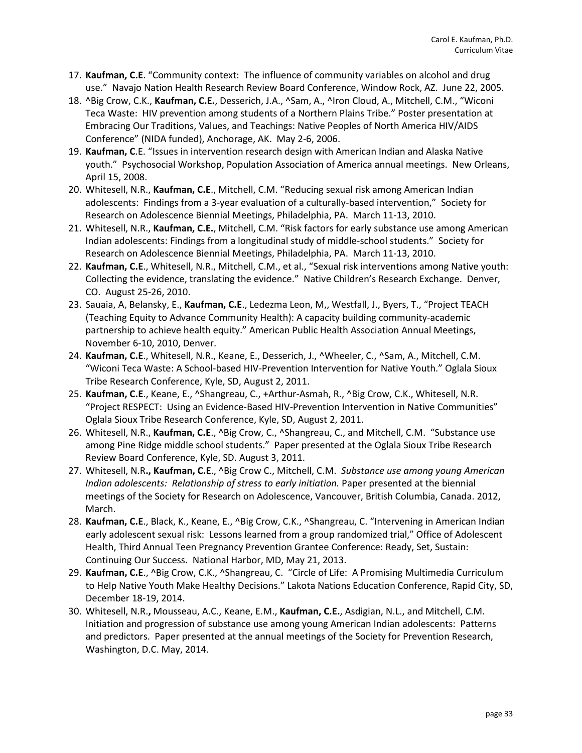17. **Kaufman, C.E**. "Community context: The influence of community variables on alcohol and drug use." Navajo Nation Health Research Review Board Conference, Window Rock, AZ. June 22, 2005.
18. ^Big Crow, C.K., **Kaufman, C.E.**, Desserich, J.A., ^Sam, A., ^Iron Cloud, A., Mitchell, C.M., "Wiconi Teca Waste: HIV prevention among students of a Northern Plains Tribe." Poster presentation at Embracing Our Traditions, Values, and Teachings: Native Peoples of North America HIV/AIDS Conference" (NIDA funded), Anchorage, AK. May 2-6, 2006.
19. **Kaufman, C**.E. "Issues in intervention research design with American Indian and Alaska Native youth." Psychosocial Workshop, Population Association of America annual meetings. New Orleans, April 15, 2008.
20. Whitesell, N.R., **Kaufman, C.E**., Mitchell, C.M. "Reducing sexual risk among American Indian adolescents: Findings from a 3-year evaluation of a culturally-based intervention," Society for Research on Adolescence Biennial Meetings, Philadelphia, PA. March 11-13, 2010.
21. Whitesell, N.R., **Kaufman, C.E.**, Mitchell, C.M. "Risk factors for early substance use among American Indian adolescents: Findings from a longitudinal study of middle-school students." Society for Research on Adolescence Biennial Meetings, Philadelphia, PA. March 11-13, 2010.
22. **Kaufman, C.E**., Whitesell, N.R., Mitchell, C.M., et al., "Sexual risk interventions among Native youth: Collecting the evidence, translating the evidence." Native Children's Research Exchange. Denver, CO. August 25-26, 2010.
23. Sauaia, A, Belansky, E., **Kaufman, C.E**., Ledezma Leon, M,, Westfall, J., Byers, T., "Project TEACH (Teaching Equity to Advance Community Health): A capacity building community-academic partnership to achieve health equity." American Public Health Association Annual Meetings, November 6-10, 2010, Denver.
24. **Kaufman, C.E**., Whitesell, N.R., Keane, E., Desserich, J., ^Wheeler, C., ^Sam, A., Mitchell, C.M. "Wiconi Teca Waste: A School-based HIV-Prevention Intervention for Native Youth." Oglala Sioux Tribe Research Conference, Kyle, SD, August 2, 2011.
25. **Kaufman, C.E**., Keane, E., ^Shangreau, C., +Arthur-Asmah, R., ^Big Crow, C.K., Whitesell, N.R. "Project RESPECT: Using an Evidence-Based HIV-Prevention Intervention in Native Communities" Oglala Sioux Tribe Research Conference, Kyle, SD, August 2, 2011.
26. Whitesell, N.R., **Kaufman, C.E**., ^Big Crow, C., ^Shangreau, C., and Mitchell, C.M. "Substance use among Pine Ridge middle school students." Paper presented at the Oglala Sioux Tribe Research Review Board Conference, Kyle, SD. August 3, 2011.
27. Whitesell, N.R**., Kaufman, C.E**., ^Big Crow C., Mitchell, C.M. *Substance use among young American Indian adolescents: Relationship of stress to early initiation.* Paper presented at the biennial meetings of the Society for Research on Adolescence, Vancouver, British Columbia, Canada. 2012, March.
28. **Kaufman, C.E**., Black, K., Keane, E., ^Big Crow, C.K., ^Shangreau, C. "Intervening in American Indian early adolescent sexual risk: Lessons learned from a group randomized trial," Office of Adolescent Health, Third Annual Teen Pregnancy Prevention Grantee Conference: Ready, Set, Sustain: Continuing Our Success. National Harbor, MD, May 21, 2013.
29. **Kaufman, C.E**., ^Big Crow, C.K., ^Shangreau, C. "Circle of Life: A Promising Multimedia Curriculum to Help Native Youth Make Healthy Decisions." Lakota Nations Education Conference, Rapid City, SD, December 18-19, 2014.
30. Whitesell, N.R**.,** Mousseau, A.C., Keane, E.M., **Kaufman, C.E.**, Asdigian, N.L., and Mitchell, C.M. Initiation and progression of substance use among young American Indian adolescents: Patterns and predictors. Paper presented at the annual meetings of the Society for Prevention Research, Washington, D.C. May, 2014.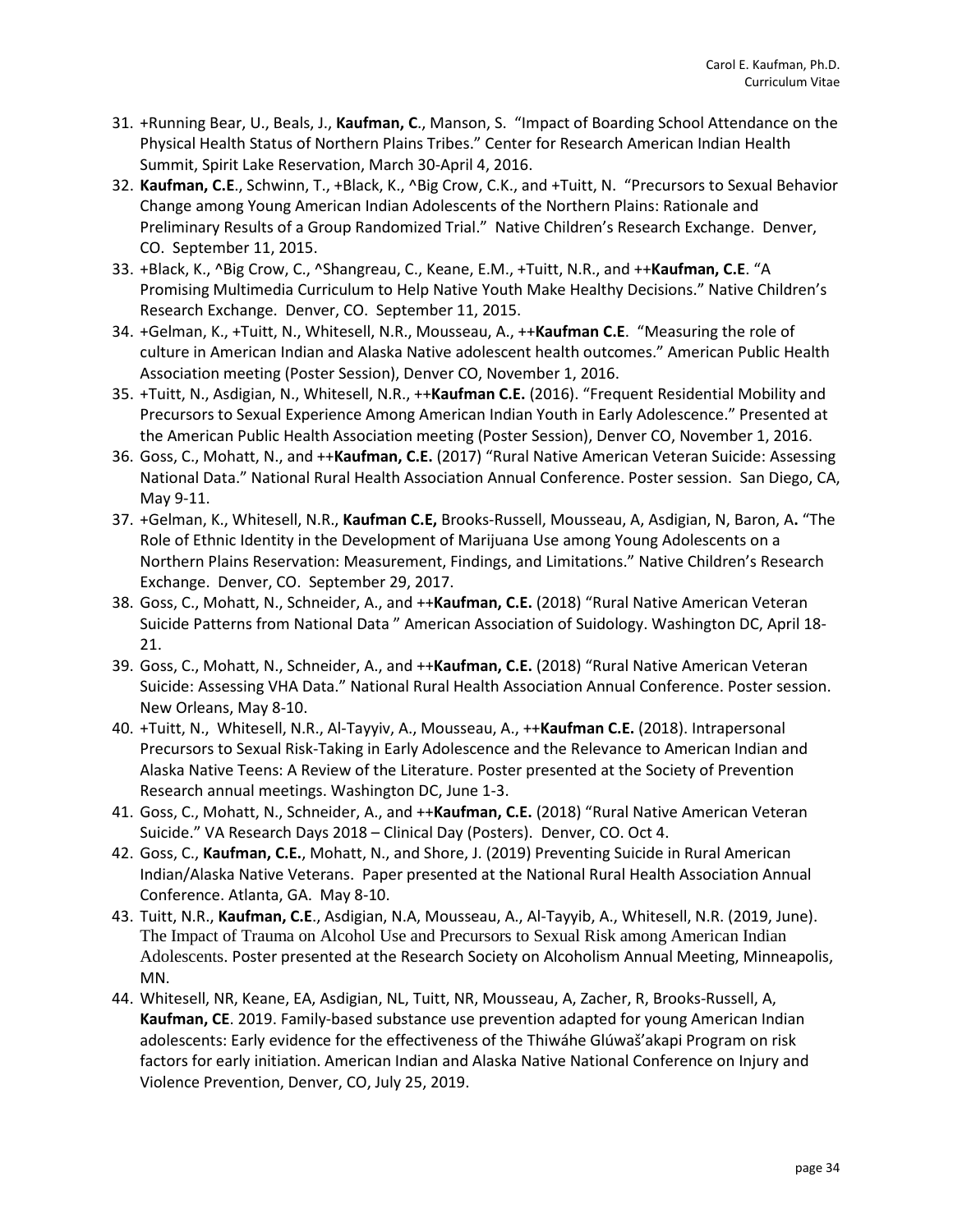31. +Running Bear, U., Beals, J., **Kaufman, C**., Manson, S.  "Impact of Boarding School Attendance on the Physical Health Status of Northern Plains Tribes." Center for Research American Indian Health Summit, Spirit Lake Reservation, March 30-April 4, 2016.
32. **Kaufman, C.E**., Schwinn, T., +Black, K., ^Big Crow, C.K., and +Tuitt, N.  "Precursors to Sexual Behavior Change among Young American Indian Adolescents of the Northern Plains: Rationale and Preliminary Results of a Group Randomized Trial."  Native Children's Research Exchange.  Denver, CO.  September 11, 2015.
33. +Black, K., ^Big Crow, C., ^Shangreau, C., Keane, E.M., +Tuitt, N.R., and ++**Kaufman, C.E**. "A Promising Multimedia Curriculum to Help Native Youth Make Healthy Decisions." Native Children's Research Exchange.  Denver, CO.  September 11, 2015.
34. +Gelman, K., +Tuitt, N., Whitesell, N.R., Mousseau, A., ++**Kaufman C.E**.  "Measuring the role of culture in American Indian and Alaska Native adolescent health outcomes." American Public Health Association meeting (Poster Session), Denver CO, November 1, 2016.
35. +Tuitt, N., Asdigian, N., Whitesell, N.R., ++**Kaufman C.E.** (2016). "Frequent Residential Mobility and Precursors to Sexual Experience Among American Indian Youth in Early Adolescence." Presented at the American Public Health Association meeting (Poster Session), Denver CO, November 1, 2016.
36. Goss, C., Mohatt, N., and ++**Kaufman, C.E.** (2017) "Rural Native American Veteran Suicide: Assessing National Data." National Rural Health Association Annual Conference. Poster session.  San Diego, CA, May 9-11.
37. +Gelman, K., Whitesell, N.R., **Kaufman C.E,** Brooks-Russell, Mousseau, A, Asdigian, N, Baron, A**.** "The Role of Ethnic Identity in the Development of Marijuana Use among Young Adolescents on a Northern Plains Reservation: Measurement, Findings, and Limitations." Native Children's Research Exchange.  Denver, CO.  September 29, 2017.
38. Goss, C., Mohatt, N., Schneider, A., and ++**Kaufman, C.E.** (2018) "Rural Native American Veteran Suicide Patterns from National Data " American Association of Suidology. Washington DC, April 18-21.
39. Goss, C., Mohatt, N., Schneider, A., and ++**Kaufman, C.E.** (2018) "Rural Native American Veteran Suicide: Assessing VHA Data." National Rural Health Association Annual Conference. Poster session. New Orleans, May 8-10.
40. +Tuitt, N.,  Whitesell, N.R., Al-Tayyiv, A., Mousseau, A., ++**Kaufman C.E.** (2018). Intrapersonal Precursors to Sexual Risk-Taking in Early Adolescence and the Relevance to American Indian and Alaska Native Teens: A Review of the Literature. Poster presented at the Society of Prevention Research annual meetings. Washington DC, June 1-3.
41. Goss, C., Mohatt, N., Schneider, A., and ++**Kaufman, C.E.** (2018) "Rural Native American Veteran Suicide." VA Research Days 2018 – Clinical Day (Posters).  Denver, CO. Oct 4.
42. Goss, C., **Kaufman, C.E.**, Mohatt, N., and Shore, J. (2019) Preventing Suicide in Rural American Indian/Alaska Native Veterans.  Paper presented at the National Rural Health Association Annual Conference. Atlanta, GA.  May 8-10.
43. Tuitt, N.R., **Kaufman, C.E**., Asdigian, N.A, Mousseau, A., Al-Tayyib, A., Whitesell, N.R. (2019, June). The Impact of Trauma on Alcohol Use and Precursors to Sexual Risk among American Indian Adolescents. Poster presented at the Research Society on Alcoholism Annual Meeting, Minneapolis, MN.
44. Whitesell, NR, Keane, EA, Asdigian, NL, Tuitt, NR, Mousseau, A, Zacher, R, Brooks-Russell, A, **Kaufman, CE**. 2019. Family-based substance use prevention adapted for young American Indian adolescents: Early evidence for the effectiveness of the Thiwáhe Glúwaš'akapi Program on risk factors for early initiation. American Indian and Alaska Native National Conference on Injury and Violence Prevention, Denver, CO, July 25, 2019.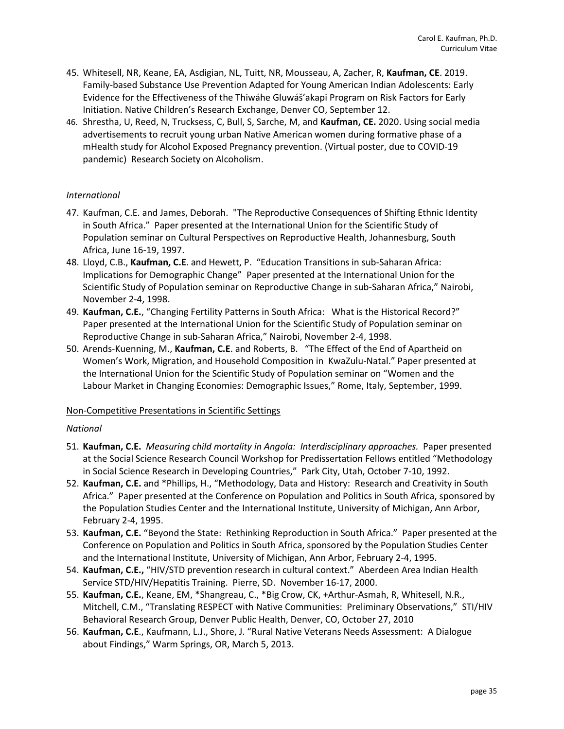45. Whitesell, NR, Keane, EA, Asdigian, NL, Tuitt, NR, Mousseau, A, Zacher, R, **Kaufman, CE**. 2019. Family-based Substance Use Prevention Adapted for Young American Indian Adolescents: Early Evidence for the Effectiveness of the Thiwáhe Gluwáš'akapi Program on Risk Factors for Early Initiation. Native Children's Research Exchange, Denver CO, September 12.
46. Shrestha, U, Reed, N, Trucksess, C, Bull, S, Sarche, M, and **Kaufman, CE.** 2020. Using social media advertisements to recruit young urban Native American women during formative phase of a mHealth study for Alcohol Exposed Pregnancy prevention. (Virtual poster, due to COVID-19 pandemic) Research Society on Alcoholism.

*International*

47. Kaufman, C.E. and James, Deborah. "The Reproductive Consequences of Shifting Ethnic Identity in South Africa." Paper presented at the International Union for the Scientific Study of Population seminar on Cultural Perspectives on Reproductive Health, Johannesburg, South Africa, June 16-19, 1997.
48. Lloyd, C.B., **Kaufman, C.E**. and Hewett, P. "Education Transitions in sub-Saharan Africa: Implications for Demographic Change" Paper presented at the International Union for the Scientific Study of Population seminar on Reproductive Change in sub-Saharan Africa," Nairobi, November 2-4, 1998.
49. **Kaufman, C.E.**, "Changing Fertility Patterns in South Africa: What is the Historical Record?" Paper presented at the International Union for the Scientific Study of Population seminar on Reproductive Change in sub-Saharan Africa," Nairobi, November 2-4, 1998.
50. Arends-Kuenning, M., **Kaufman, C.E**. and Roberts, B. "The Effect of the End of Apartheid on Women's Work, Migration, and Household Composition in KwaZulu-Natal." Paper presented at the International Union for the Scientific Study of Population seminar on "Women and the Labour Market in Changing Economies: Demographic Issues," Rome, Italy, September, 1999.

Non-Competitive Presentations in Scientific Settings

*National*

51. **Kaufman, C.E.** *Measuring child mortality in Angola: Interdisciplinary approaches.* Paper presented at the Social Science Research Council Workshop for Predissertation Fellows entitled "Methodology in Social Science Research in Developing Countries," Park City, Utah, October 7-10, 1992.
52. **Kaufman, C.E.** and *Phillips, H., "Methodology, Data and History: Research and Creativity in South Africa." Paper presented at the Conference on Population and Politics in South Africa, sponsored by the Population Studies Center and the International Institute, University of Michigan, Ann Arbor, February 2-4, 1995.
53. **Kaufman, C.E.** "Beyond the State: Rethinking Reproduction in South Africa." Paper presented at the Conference on Population and Politics in South Africa, sponsored by the Population Studies Center and the International Institute, University of Michigan, Ann Arbor, February 2-4, 1995.
54. **Kaufman, C.E.,** "HIV/STD prevention research in cultural context." Aberdeen Area Indian Health Service STD/HIV/Hepatitis Training. Pierre, SD. November 16-17, 2000.
55. **Kaufman, C.E.**, Keane, EM, *Shangreau, C., *Big Crow, CK, +Arthur-Asmah, R, Whitesell, N.R., Mitchell, C.M., "Translating RESPECT with Native Communities: Preliminary Observations," STI/HIV Behavioral Research Group, Denver Public Health, Denver, CO, October 27, 2010
56. **Kaufman, C.E**., Kaufmann, L.J., Shore, J. "Rural Native Veterans Needs Assessment: A Dialogue about Findings," Warm Springs, OR, March 5, 2013.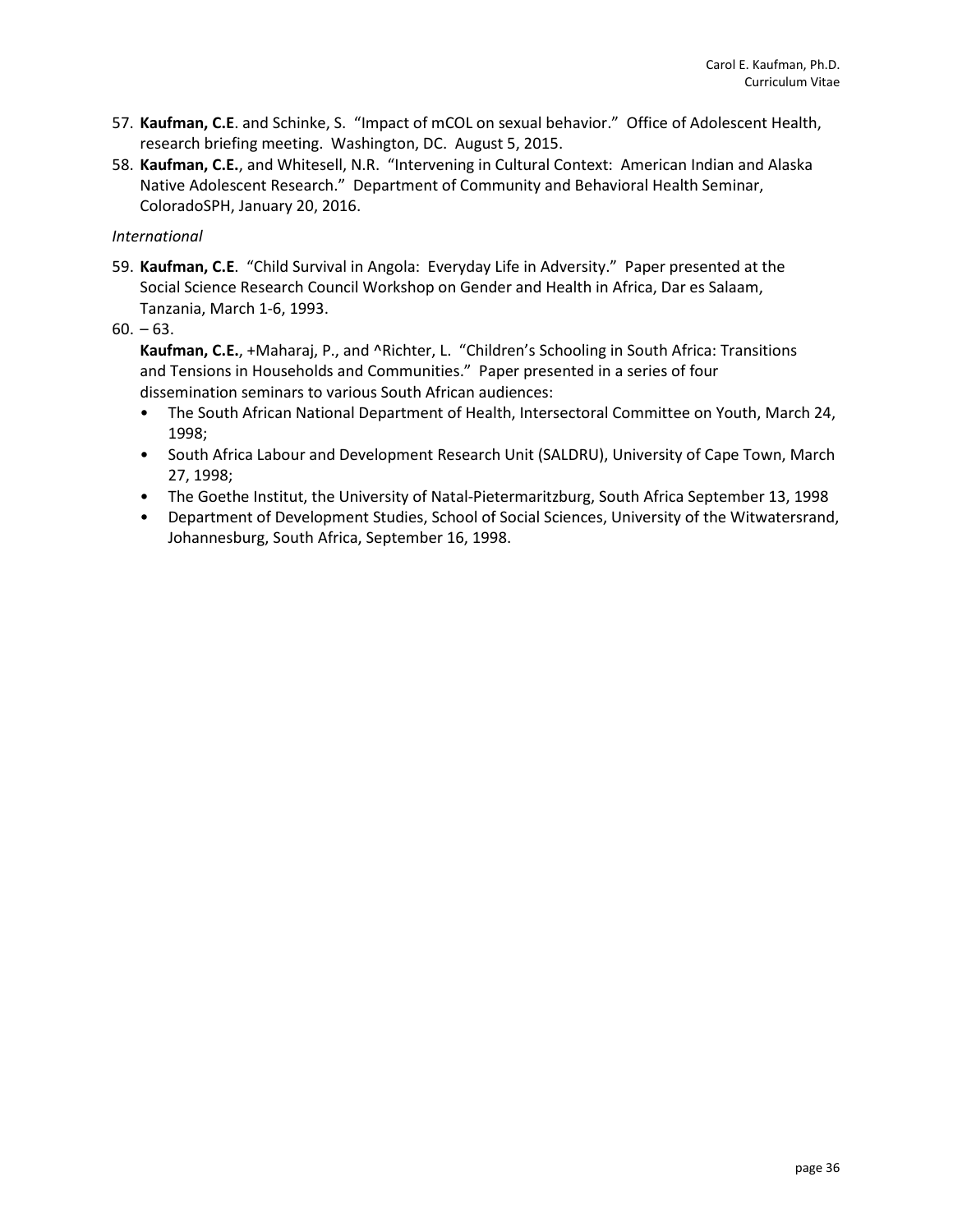57. **Kaufman, C.E**. and Schinke, S. "Impact of mCOL on sexual behavior." Office of Adolescent Health, research briefing meeting. Washington, DC. August 5, 2015.
58. **Kaufman, C.E.**, and Whitesell, N.R. "Intervening in Cultural Context: American Indian and Alaska Native Adolescent Research." Department of Community and Behavioral Health Seminar, ColoradoSPH, January 20, 2016.

*International*

59. **Kaufman, C.E**. "Child Survival in Angola: Everyday Life in Adversity." Paper presented at the Social Science Research Council Workshop on Gender and Health in Africa, Dar es Salaam, Tanzania, March 1-6, 1993.
60. – 63.
    **Kaufman, C.E.**, +Maharaj, P., and ^Richter, L. "Children's Schooling in South Africa: Transitions and Tensions in Households and Communities." Paper presented in a series of four dissemination seminars to various South African audiences:
    - The South African National Department of Health, Intersectoral Committee on Youth, March 24, 1998;
    - South Africa Labour and Development Research Unit (SALDRU), University of Cape Town, March 27, 1998;
    - The Goethe Institut, the University of Natal-Pietermaritzburg, South Africa September 13, 1998
    - Department of Development Studies, School of Social Sciences, University of the Witwatersrand, Johannesburg, South Africa, September 16, 1998.